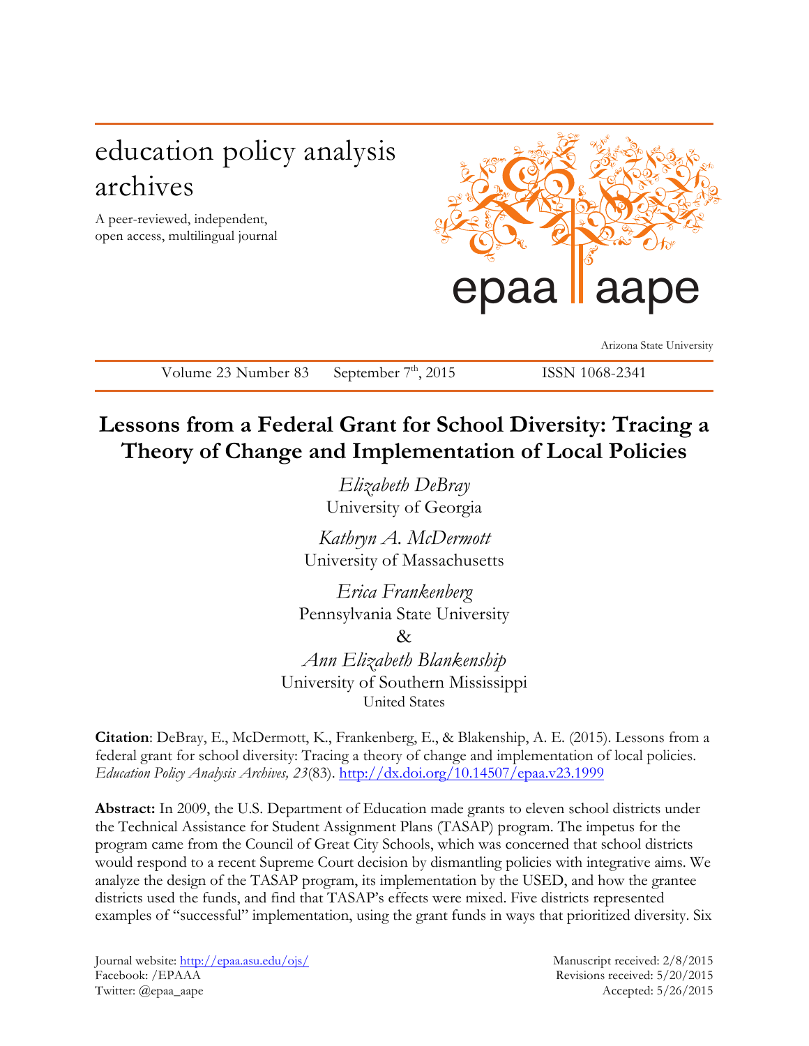education policy analysis archives

A peer-reviewed, independent, open access, multilingual journal

epaa aape

Arizona State University

Volume 23 Number 83 September 7th, 2015 ISSN 1068-2341

# Lessons from a Federal Grant for School Diversity: Tracing a Theory of Change and Implementation of Local Policies

*Elizabeth DeBray*
University of Georgia

*Kathryn A. McDermott*
University of Massachusetts

*Erica Frankenberg*
Pennsylvania State University

&

*Ann Elizabeth Blankenship*
University of Southern Mississippi
United States

**Citation**: DeBray, E., McDermott, K., Frankenberg, E., & Blakenship, A. E. (2015). Lessons from a federal grant for school diversity: Tracing a theory of change and implementation of local policies. *Education Policy Analysis Archives, 23*(83). http://dx.doi.org/10.14507/epaa.v23.1999

**Abstract:** In 2009, the U.S. Department of Education made grants to eleven school districts under the Technical Assistance for Student Assignment Plans (TASAP) program. The impetus for the program came from the Council of Great City Schools, which was concerned that school districts would respond to a recent Supreme Court decision by dismantling policies with integrative aims. We analyze the design of the TASAP program, its implementation by the USED, and how the grantee districts used the funds, and find that TASAP's effects were mixed. Five districts represented examples of "successful" implementation, using the grant funds in ways that prioritized diversity. Six

Journal website: http://epaa.asu.edu/ojs/
Facebook: /EPAAA
Twitter: @epaa_aape

Manuscript received: 2/8/2015
Revisions received: 5/20/2015
Accepted: 5/26/2015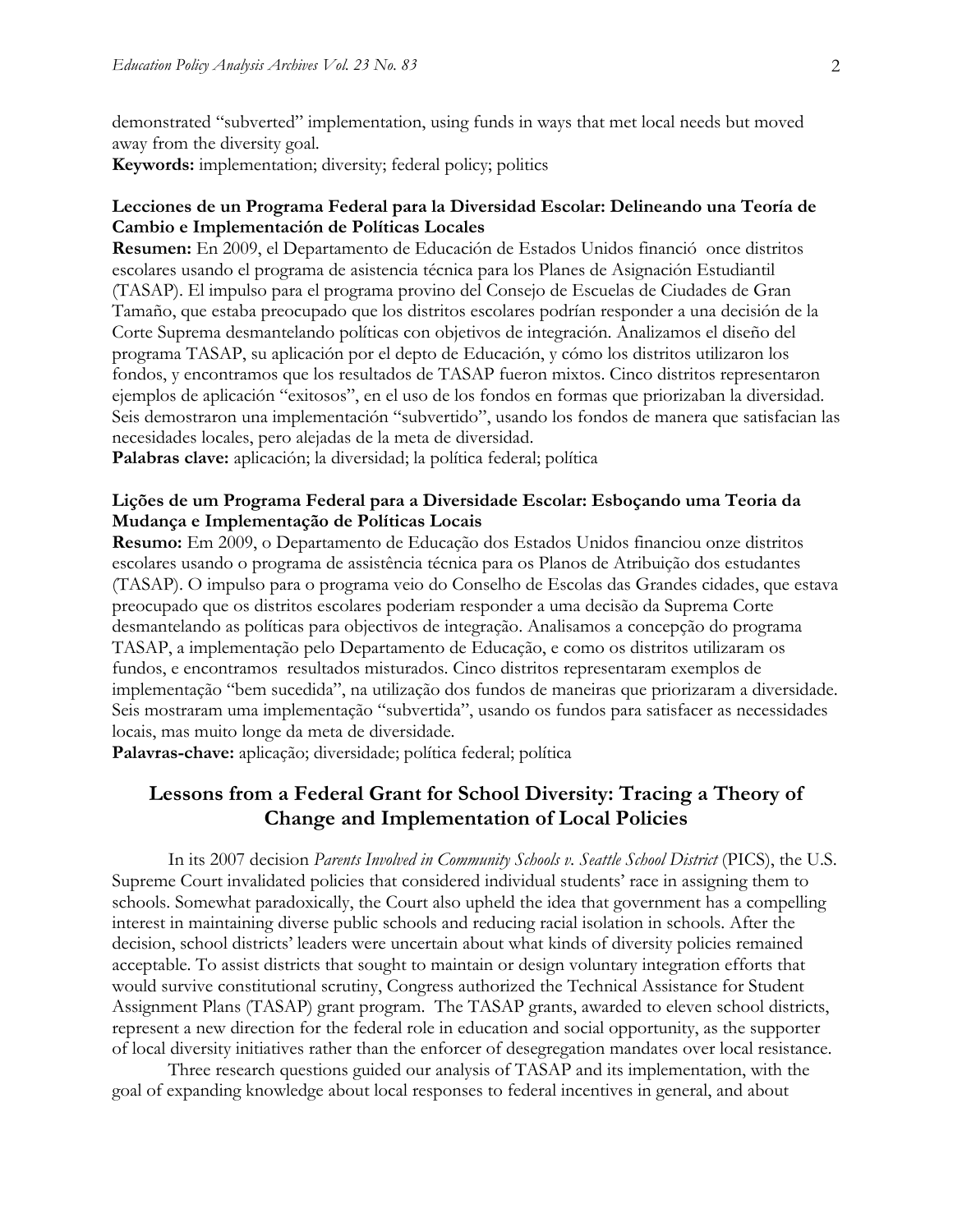demonstrated "subverted" implementation, using funds in ways that met local needs but moved away from the diversity goal.
**Keywords:** implementation; diversity; federal policy; politics

**Lecciones de un Programa Federal para la Diversidad Escolar: Delineando una Teoría de Cambio e Implementación de Políticas Locales**
**Resumen:** En 2009, el Departamento de Educación de Estados Unidos financió once distritos escolares usando el programa de asistencia técnica para los Planes de Asignación Estudiantil (TASAP). El impulso para el programa provino del Consejo de Escuelas de Ciudades de Gran Tamaño, que estaba preocupado que los distritos escolares podrían responder a una decisión de la Corte Suprema desmantelando políticas con objetivos de integración. Analizamos el diseño del programa TASAP, su aplicación por el depto de Educación, y cómo los distritos utilizaron los fondos, y encontramos que los resultados de TASAP fueron mixtos. Cinco distritos representaron ejemplos de aplicación "exitosos", en el uso de los fondos en formas que priorizaban la diversidad. Seis demostraron una implementación "subvertido", usando los fondos de manera que satisfacian las necesidades locales, pero alejadas de la meta de diversidad.
**Palabras clave:** aplicación; la diversidad; la política federal; política

**Lições de um Programa Federal para a Diversidade Escolar: Esboçando uma Teoria da Mudança e Implementação de Políticas Locais**
**Resumo:** Em 2009, o Departamento de Educação dos Estados Unidos financiou onze distritos escolares usando o programa de assistência técnica para os Planos de Atribuição dos estudantes (TASAP). O impulso para o programa veio do Conselho de Escolas das Grandes cidades, que estava preocupado que os distritos escolares poderiam responder a uma decisão da Suprema Corte desmantelando as políticas para objectivos de integração. Analisamos a concepção do programa TASAP, a implementação pelo Departamento de Educação, e como os distritos utilizaram os fundos, e encontramos resultados misturados. Cinco distritos representaram exemplos de implementação "bem sucedida", na utilização dos fundos de maneiras que priorizaram a diversidade. Seis mostraram uma implementação "subvertida", usando os fundos para satisfacer as necessidades locais, mas muito longe da meta de diversidade.
**Palavras-chave:** aplicação; diversidade; política federal; política

## Lessons from a Federal Grant for School Diversity: Tracing a Theory of Change and Implementation of Local Policies

In its 2007 decision *Parents Involved in Community Schools v. Seattle School District* (PICS), the U.S. Supreme Court invalidated policies that considered individual students' race in assigning them to schools. Somewhat paradoxically, the Court also upheld the idea that government has a compelling interest in maintaining diverse public schools and reducing racial isolation in schools. After the decision, school districts' leaders were uncertain about what kinds of diversity policies remained acceptable. To assist districts that sought to maintain or design voluntary integration efforts that would survive constitutional scrutiny, Congress authorized the Technical Assistance for Student Assignment Plans (TASAP) grant program. The TASAP grants, awarded to eleven school districts, represent a new direction for the federal role in education and social opportunity, as the supporter of local diversity initiatives rather than the enforcer of desegregation mandates over local resistance.

Three research questions guided our analysis of TASAP and its implementation, with the goal of expanding knowledge about local responses to federal incentives in general, and about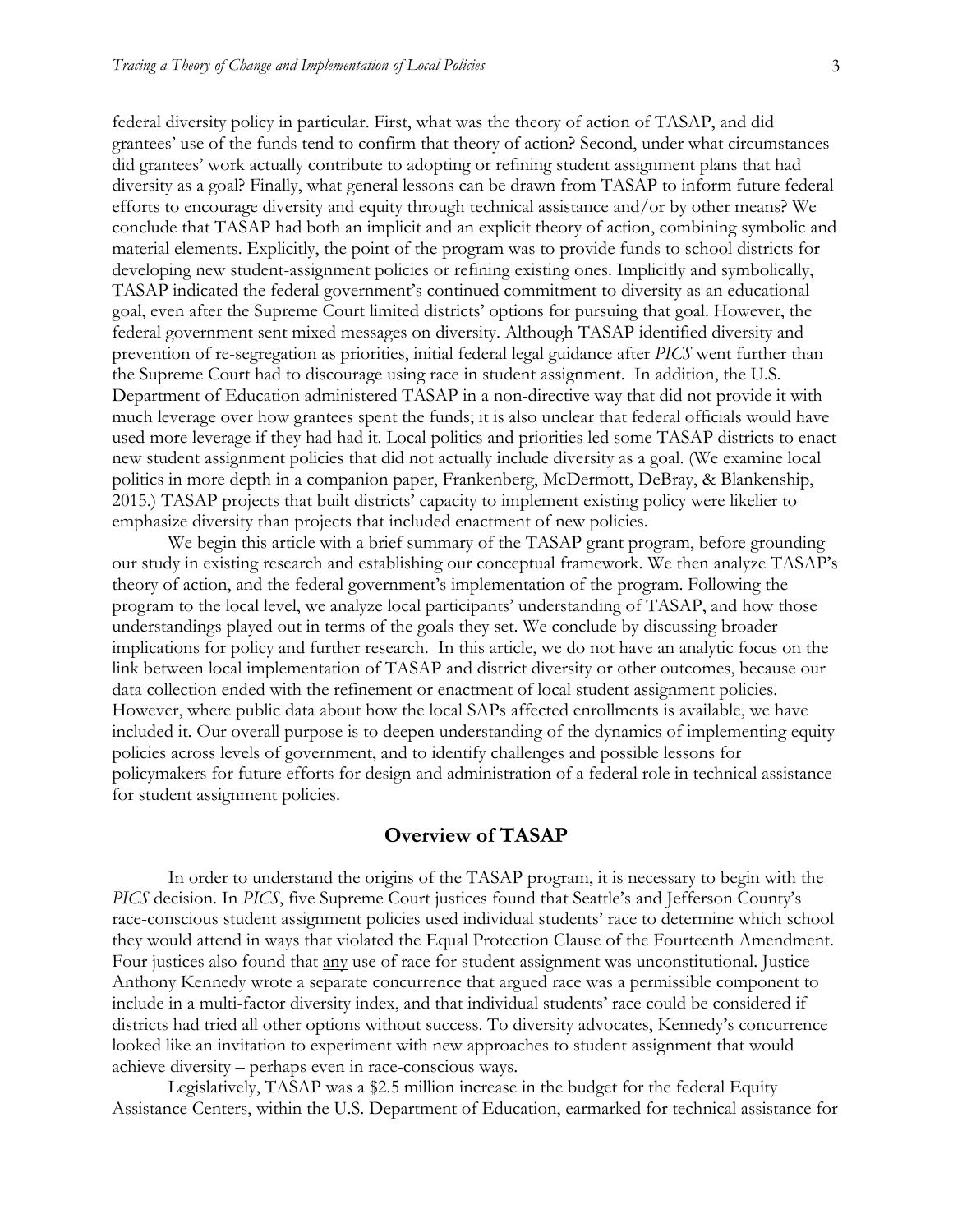federal diversity policy in particular. First, what was the theory of action of TASAP, and did grantees' use of the funds tend to confirm that theory of action? Second, under what circumstances did grantees' work actually contribute to adopting or refining student assignment plans that had diversity as a goal? Finally, what general lessons can be drawn from TASAP to inform future federal efforts to encourage diversity and equity through technical assistance and/or by other means? We conclude that TASAP had both an implicit and an explicit theory of action, combining symbolic and material elements. Explicitly, the point of the program was to provide funds to school districts for developing new student-assignment policies or refining existing ones. Implicitly and symbolically, TASAP indicated the federal government's continued commitment to diversity as an educational goal, even after the Supreme Court limited districts' options for pursuing that goal. However, the federal government sent mixed messages on diversity. Although TASAP identified diversity and prevention of re-segregation as priorities, initial federal legal guidance after *PICS* went further than the Supreme Court had to discourage using race in student assignment. In addition, the U.S. Department of Education administered TASAP in a non-directive way that did not provide it with much leverage over how grantees spent the funds; it is also unclear that federal officials would have used more leverage if they had had it. Local politics and priorities led some TASAP districts to enact new student assignment policies that did not actually include diversity as a goal. (We examine local politics in more depth in a companion paper, Frankenberg, McDermott, DeBray, & Blankenship, 2015.) TASAP projects that built districts' capacity to implement existing policy were likelier to emphasize diversity than projects that included enactment of new policies.

We begin this article with a brief summary of the TASAP grant program, before grounding our study in existing research and establishing our conceptual framework. We then analyze TASAP's theory of action, and the federal government's implementation of the program. Following the program to the local level, we analyze local participants' understanding of TASAP, and how those understandings played out in terms of the goals they set. We conclude by discussing broader implications for policy and further research. In this article, we do not have an analytic focus on the link between local implementation of TASAP and district diversity or other outcomes, because our data collection ended with the refinement or enactment of local student assignment policies. However, where public data about how the local SAPs affected enrollments is available, we have included it. Our overall purpose is to deepen understanding of the dynamics of implementing equity policies across levels of government, and to identify challenges and possible lessons for policymakers for future efforts for design and administration of a federal role in technical assistance for student assignment policies.

## Overview of TASAP

In order to understand the origins of the TASAP program, it is necessary to begin with the *PICS* decision. In *PICS*, five Supreme Court justices found that Seattle's and Jefferson County's race-conscious student assignment policies used individual students' race to determine which school they would attend in ways that violated the Equal Protection Clause of the Fourteenth Amendment. Four justices also found that <u>any</u> use of race for student assignment was unconstitutional. Justice Anthony Kennedy wrote a separate concurrence that argued race was a permissible component to include in a multi-factor diversity index, and that individual students' race could be considered if districts had tried all other options without success. To diversity advocates, Kennedy's concurrence looked like an invitation to experiment with new approaches to student assignment that would achieve diversity – perhaps even in race-conscious ways.

Legislatively, TASAP was a $2.5 million increase in the budget for the federal Equity Assistance Centers, within the U.S. Department of Education, earmarked for technical assistance for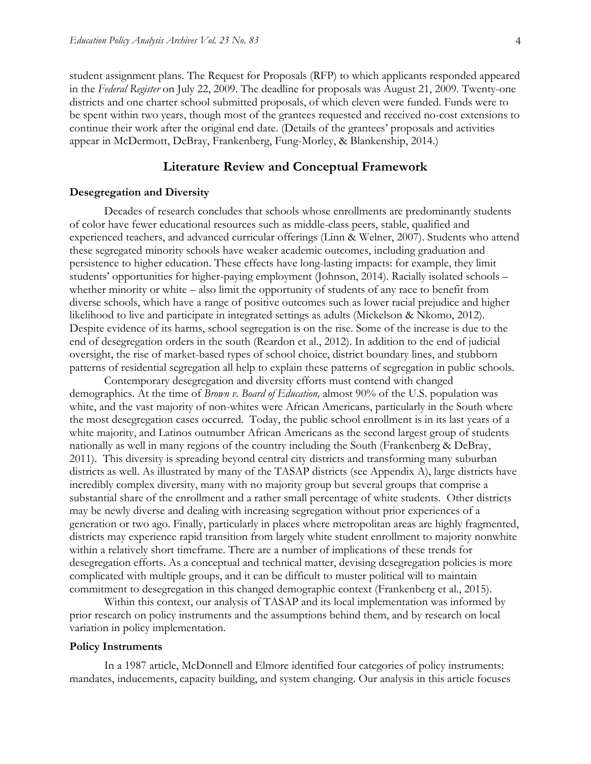student assignment plans. The Request for Proposals (RFP) to which applicants responded appeared in the *Federal Register* on July 22, 2009. The deadline for proposals was August 21, 2009. Twenty-one districts and one charter school submitted proposals, of which eleven were funded. Funds were to be spent within two years, though most of the grantees requested and received no-cost extensions to continue their work after the original end date. (Details of the grantees' proposals and activities appear in McDermott, DeBray, Frankenberg, Fung-Morley, & Blankenship, 2014.)

## Literature Review and Conceptual Framework

### Desegregation and Diversity

Decades of research concludes that schools whose enrollments are predominantly students of color have fewer educational resources such as middle-class peers, stable, qualified and experienced teachers, and advanced curricular offerings (Linn & Welner, 2007). Students who attend these segregated minority schools have weaker academic outcomes, including graduation and persistence to higher education. These effects have long-lasting impacts: for example, they limit students' opportunities for higher-paying employment (Johnson, 2014). Racially isolated schools – whether minority or white – also limit the opportunity of students of any race to benefit from diverse schools, which have a range of positive outcomes such as lower racial prejudice and higher likelihood to live and participate in integrated settings as adults (Mickelson & Nkomo, 2012). Despite evidence of its harms, school segregation is on the rise. Some of the increase is due to the end of desegregation orders in the south (Reardon et al., 2012). In addition to the end of judicial oversight, the rise of market-based types of school choice, district boundary lines, and stubborn patterns of residential segregation all help to explain these patterns of segregation in public schools.

Contemporary desegregation and diversity efforts must contend with changed demographics. At the time of *Brown v. Board of Education,* almost 90% of the U.S. population was white, and the vast majority of non-whites were African Americans, particularly in the South where the most desegregation cases occurred. Today, the public school enrollment is in its last years of a white majority, and Latinos outnumber African Americans as the second largest group of students nationally as well in many regions of the country including the South (Frankenberg & DeBray, 2011). This diversity is spreading beyond central city districts and transforming many suburban districts as well. As illustrated by many of the TASAP districts (see Appendix A), large districts have incredibly complex diversity, many with no majority group but several groups that comprise a substantial share of the enrollment and a rather small percentage of white students. Other districts may be newly diverse and dealing with increasing segregation without prior experiences of a generation or two ago. Finally, particularly in places where metropolitan areas are highly fragmented, districts may experience rapid transition from largely white student enrollment to majority nonwhite within a relatively short timeframe. There are a number of implications of these trends for desegregation efforts. As a conceptual and technical matter, devising desegregation policies is more complicated with multiple groups, and it can be difficult to muster political will to maintain commitment to desegregation in this changed demographic context (Frankenberg et al., 2015).

Within this context, our analysis of TASAP and its local implementation was informed by prior research on policy instruments and the assumptions behind them, and by research on local variation in policy implementation.

### Policy Instruments

In a 1987 article, McDonnell and Elmore identified four categories of policy instruments: mandates, inducements, capacity building, and system changing. Our analysis in this article focuses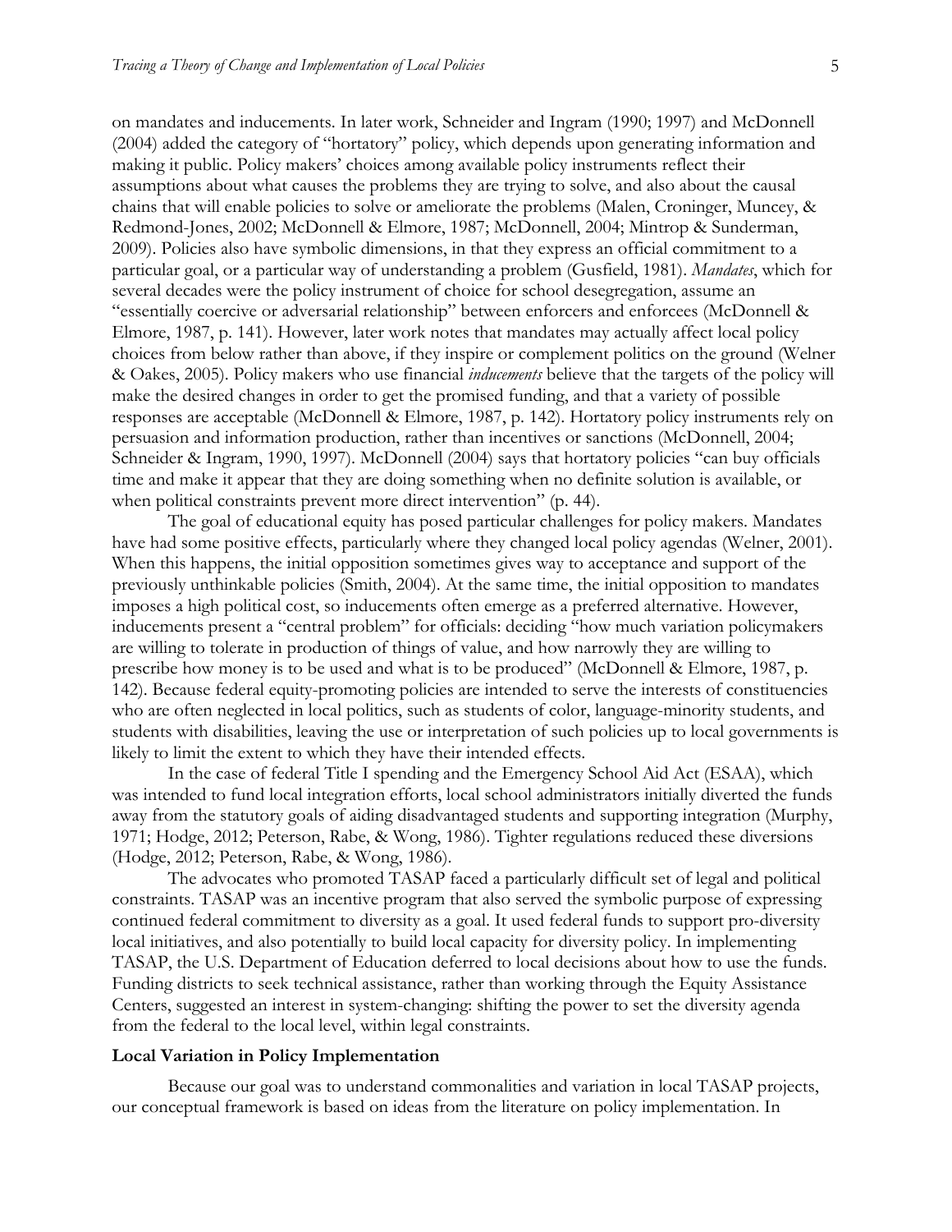on mandates and inducements. In later work, Schneider and Ingram (1990; 1997) and McDonnell (2004) added the category of "hortatory" policy, which depends upon generating information and making it public. Policy makers' choices among available policy instruments reflect their assumptions about what causes the problems they are trying to solve, and also about the causal chains that will enable policies to solve or ameliorate the problems (Malen, Croninger, Muncey, & Redmond-Jones, 2002; McDonnell & Elmore, 1987; McDonnell, 2004; Mintrop & Sunderman, 2009). Policies also have symbolic dimensions, in that they express an official commitment to a particular goal, or a particular way of understanding a problem (Gusfield, 1981). *Mandates*, which for several decades were the policy instrument of choice for school desegregation, assume an "essentially coercive or adversarial relationship" between enforcers and enforcees (McDonnell & Elmore, 1987, p. 141). However, later work notes that mandates may actually affect local policy choices from below rather than above, if they inspire or complement politics on the ground (Welner & Oakes, 2005). Policy makers who use financial *inducements* believe that the targets of the policy will make the desired changes in order to get the promised funding, and that a variety of possible responses are acceptable (McDonnell & Elmore, 1987, p. 142). Hortatory policy instruments rely on persuasion and information production, rather than incentives or sanctions (McDonnell, 2004; Schneider & Ingram, 1990, 1997). McDonnell (2004) says that hortatory policies "can buy officials time and make it appear that they are doing something when no definite solution is available, or when political constraints prevent more direct intervention" (p. 44).

The goal of educational equity has posed particular challenges for policy makers. Mandates have had some positive effects, particularly where they changed local policy agendas (Welner, 2001). When this happens, the initial opposition sometimes gives way to acceptance and support of the previously unthinkable policies (Smith, 2004). At the same time, the initial opposition to mandates imposes a high political cost, so inducements often emerge as a preferred alternative. However, inducements present a "central problem" for officials: deciding "how much variation policymakers are willing to tolerate in production of things of value, and how narrowly they are willing to prescribe how money is to be used and what is to be produced" (McDonnell & Elmore, 1987, p. 142). Because federal equity-promoting policies are intended to serve the interests of constituencies who are often neglected in local politics, such as students of color, language-minority students, and students with disabilities, leaving the use or interpretation of such policies up to local governments is likely to limit the extent to which they have their intended effects.

In the case of federal Title I spending and the Emergency School Aid Act (ESAA), which was intended to fund local integration efforts, local school administrators initially diverted the funds away from the statutory goals of aiding disadvantaged students and supporting integration (Murphy, 1971; Hodge, 2012; Peterson, Rabe, & Wong, 1986). Tighter regulations reduced these diversions (Hodge, 2012; Peterson, Rabe, & Wong, 1986).

The advocates who promoted TASAP faced a particularly difficult set of legal and political constraints. TASAP was an incentive program that also served the symbolic purpose of expressing continued federal commitment to diversity as a goal. It used federal funds to support pro-diversity local initiatives, and also potentially to build local capacity for diversity policy. In implementing TASAP, the U.S. Department of Education deferred to local decisions about how to use the funds. Funding districts to seek technical assistance, rather than working through the Equity Assistance Centers, suggested an interest in system-changing: shifting the power to set the diversity agenda from the federal to the local level, within legal constraints.

**Local Variation in Policy Implementation**

Because our goal was to understand commonalities and variation in local TASAP projects, our conceptual framework is based on ideas from the literature on policy implementation. In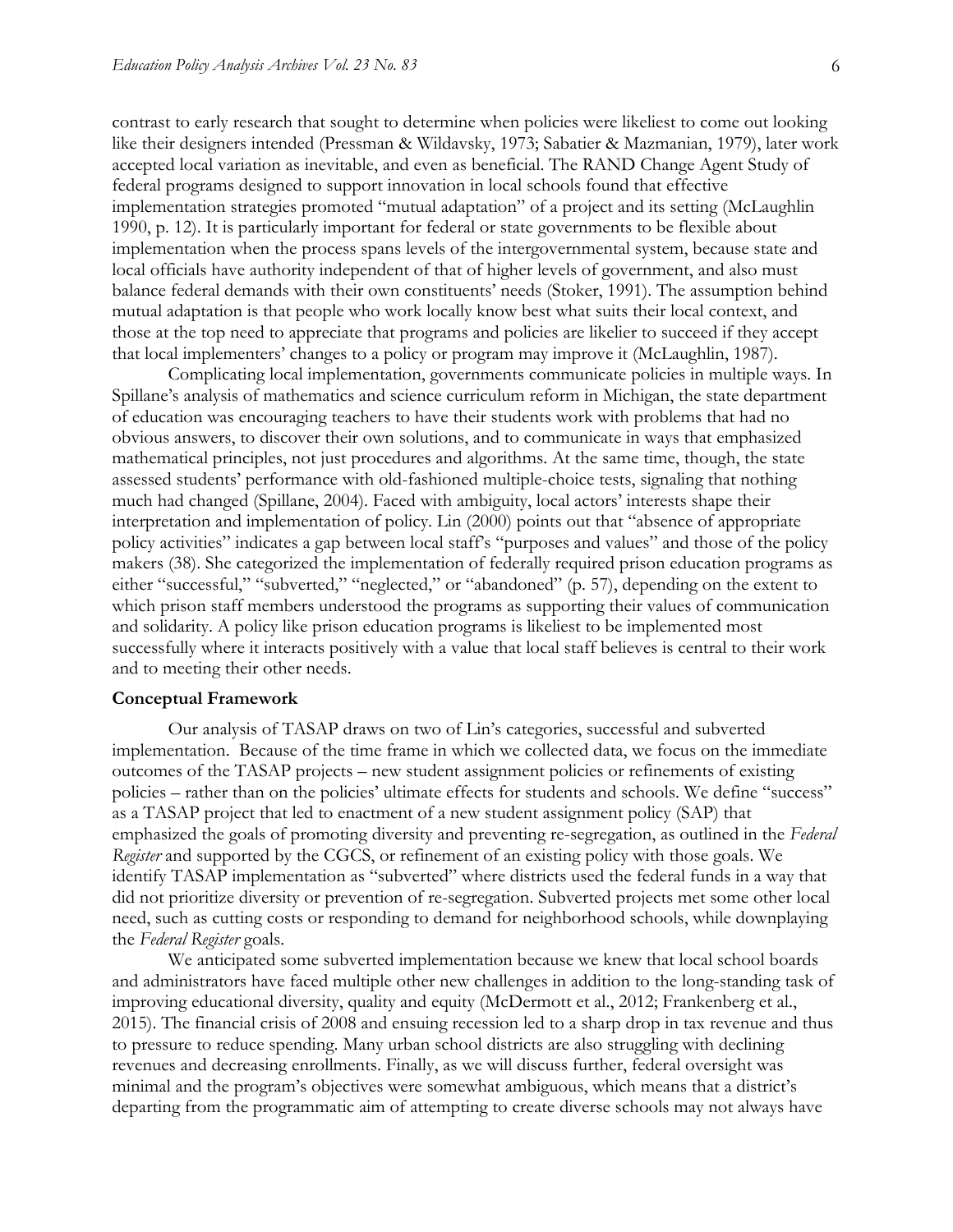contrast to early research that sought to determine when policies were likeliest to come out looking like their designers intended (Pressman & Wildavsky, 1973; Sabatier & Mazmanian, 1979), later work accepted local variation as inevitable, and even as beneficial. The RAND Change Agent Study of federal programs designed to support innovation in local schools found that effective implementation strategies promoted "mutual adaptation" of a project and its setting (McLaughlin 1990, p. 12). It is particularly important for federal or state governments to be flexible about implementation when the process spans levels of the intergovernmental system, because state and local officials have authority independent of that of higher levels of government, and also must balance federal demands with their own constituents' needs (Stoker, 1991). The assumption behind mutual adaptation is that people who work locally know best what suits their local context, and those at the top need to appreciate that programs and policies are likelier to succeed if they accept that local implementers' changes to a policy or program may improve it (McLaughlin, 1987).

Complicating local implementation, governments communicate policies in multiple ways. In Spillane's analysis of mathematics and science curriculum reform in Michigan, the state department of education was encouraging teachers to have their students work with problems that had no obvious answers, to discover their own solutions, and to communicate in ways that emphasized mathematical principles, not just procedures and algorithms. At the same time, though, the state assessed students' performance with old-fashioned multiple-choice tests, signaling that nothing much had changed (Spillane, 2004). Faced with ambiguity, local actors' interests shape their interpretation and implementation of policy. Lin (2000) points out that "absence of appropriate policy activities" indicates a gap between local staff's "purposes and values" and those of the policy makers (38). She categorized the implementation of federally required prison education programs as either "successful," "subverted," "neglected," or "abandoned" (p. 57), depending on the extent to which prison staff members understood the programs as supporting their values of communication and solidarity. A policy like prison education programs is likeliest to be implemented most successfully where it interacts positively with a value that local staff believes is central to their work and to meeting their other needs.

**Conceptual Framework**

Our analysis of TASAP draws on two of Lin's categories, successful and subverted implementation. Because of the time frame in which we collected data, we focus on the immediate outcomes of the TASAP projects – new student assignment policies or refinements of existing policies – rather than on the policies' ultimate effects for students and schools. We define "success" as a TASAP project that led to enactment of a new student assignment policy (SAP) that emphasized the goals of promoting diversity and preventing re-segregation, as outlined in the *Federal Register* and supported by the CGCS, or refinement of an existing policy with those goals. We identify TASAP implementation as "subverted" where districts used the federal funds in a way that did not prioritize diversity or prevention of re-segregation. Subverted projects met some other local need, such as cutting costs or responding to demand for neighborhood schools, while downplaying the *Federal Register* goals.

We anticipated some subverted implementation because we knew that local school boards and administrators have faced multiple other new challenges in addition to the long-standing task of improving educational diversity, quality and equity (McDermott et al., 2012; Frankenberg et al., 2015). The financial crisis of 2008 and ensuing recession led to a sharp drop in tax revenue and thus to pressure to reduce spending. Many urban school districts are also struggling with declining revenues and decreasing enrollments. Finally, as we will discuss further, federal oversight was minimal and the program's objectives were somewhat ambiguous, which means that a district's departing from the programmatic aim of attempting to create diverse schools may not always have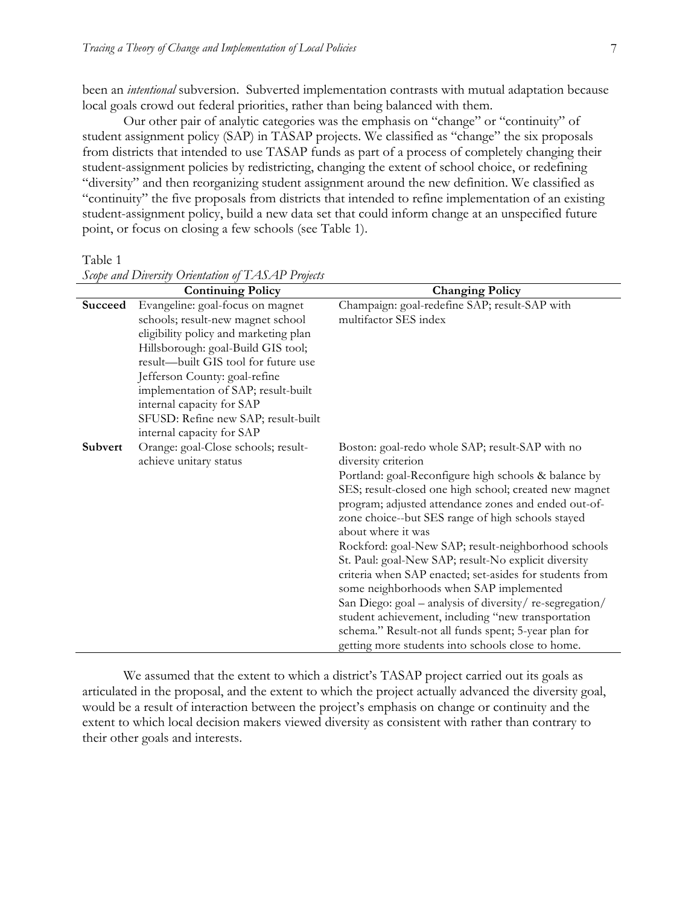been an *intentional* subversion. Subverted implementation contrasts with mutual adaptation because local goals crowd out federal priorities, rather than being balanced with them.

Our other pair of analytic categories was the emphasis on "change" or "continuity" of student assignment policy (SAP) in TASAP projects. We classified as "change" the six proposals from districts that intended to use TASAP funds as part of a process of completely changing their student-assignment policies by redistricting, changing the extent of school choice, or redefining "diversity" and then reorganizing student assignment around the new definition. We classified as "continuity" the five proposals from districts that intended to refine implementation of an existing student-assignment policy, build a new data set that could inform change at an unspecified future point, or focus on closing a few schools (see Table 1).

Table 1
*Scope and Diversity Orientation of TASAP Projects*

| | Continuing Policy | Changing Policy |
|---|---|---|
| **Succeed** | Evangeline: goal-focus on magnet schools; result-new magnet school eligibility policy and marketing plan<br>Hillsborough: goal-Build GIS tool; result—built GIS tool for future use<br>Jefferson County: goal-refine implementation of SAP; result-built internal capacity for SAP<br>SFUSD: Refine new SAP; result-built internal capacity for SAP | Champaign: goal-redefine SAP; result-SAP with multifactor SES index |
| **Subvert** | Orange: goal-Close schools; result-achieve unitary status | Boston: goal-redo whole SAP; result-SAP with no diversity criterion<br>Portland: goal-Reconfigure high schools & balance by SES; result-closed one high school; created new magnet program; adjusted attendance zones and ended out-of-zone choice--but SES range of high schools stayed about where it was<br>Rockford: goal-New SAP; result-neighborhood schools<br>St. Paul: goal-New SAP; result-No explicit diversity criteria when SAP enacted; set-asides for students from some neighborhoods when SAP implemented<br>San Diego: goal – analysis of diversity/ re-segregation/ student achievement, including "new transportation schema." Result-not all funds spent; 5-year plan for getting more students into schools close to home. |

We assumed that the extent to which a district's TASAP project carried out its goals as articulated in the proposal, and the extent to which the project actually advanced the diversity goal, would be a result of interaction between the project's emphasis on change or continuity and the extent to which local decision makers viewed diversity as consistent with rather than contrary to their other goals and interests.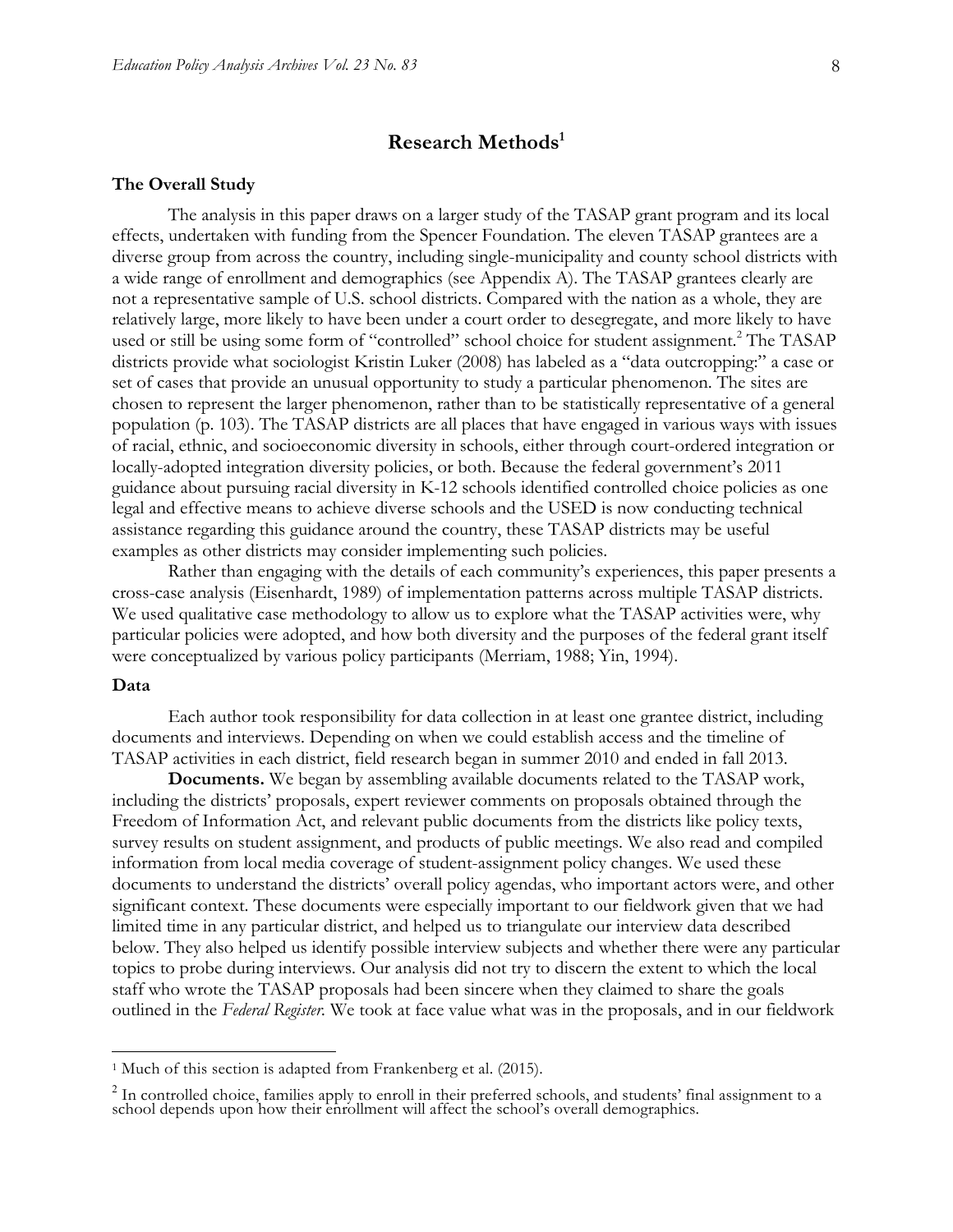## Research Methods[1]

### The Overall Study

The analysis in this paper draws on a larger study of the TASAP grant program and its local effects, undertaken with funding from the Spencer Foundation. The eleven TASAP grantees are a diverse group from across the country, including single-municipality and county school districts with a wide range of enrollment and demographics (see Appendix A). The TASAP grantees clearly are not a representative sample of U.S. school districts. Compared with the nation as a whole, they are relatively large, more likely to have been under a court order to desegregate, and more likely to have used or still be using some form of "controlled" school choice for student assignment.[2] The TASAP districts provide what sociologist Kristin Luker (2008) has labeled as a "data outcropping:" a case or set of cases that provide an unusual opportunity to study a particular phenomenon. The sites are chosen to represent the larger phenomenon, rather than to be statistically representative of a general population (p. 103). The TASAP districts are all places that have engaged in various ways with issues of racial, ethnic, and socioeconomic diversity in schools, either through court-ordered integration or locally-adopted integration diversity policies, or both. Because the federal government's 2011 guidance about pursuing racial diversity in K-12 schools identified controlled choice policies as one legal and effective means to achieve diverse schools and the USED is now conducting technical assistance regarding this guidance around the country, these TASAP districts may be useful examples as other districts may consider implementing such policies.

Rather than engaging with the details of each community's experiences, this paper presents a cross-case analysis (Eisenhardt, 1989) of implementation patterns across multiple TASAP districts. We used qualitative case methodology to allow us to explore what the TASAP activities were, why particular policies were adopted, and how both diversity and the purposes of the federal grant itself were conceptualized by various policy participants (Merriam, 1988; Yin, 1994).

### Data

Each author took responsibility for data collection in at least one grantee district, including documents and interviews. Depending on when we could establish access and the timeline of TASAP activities in each district, field research began in summer 2010 and ended in fall 2013.

**Documents.** We began by assembling available documents related to the TASAP work, including the districts' proposals, expert reviewer comments on proposals obtained through the Freedom of Information Act, and relevant public documents from the districts like policy texts, survey results on student assignment, and products of public meetings. We also read and compiled information from local media coverage of student-assignment policy changes. We used these documents to understand the districts' overall policy agendas, who important actors were, and other significant context. These documents were especially important to our fieldwork given that we had limited time in any particular district, and helped us to triangulate our interview data described below. They also helped us identify possible interview subjects and whether there were any particular topics to probe during interviews. Our analysis did not try to discern the extent to which the local staff who wrote the TASAP proposals had been sincere when they claimed to share the goals outlined in the *Federal Register*. We took at face value what was in the proposals, and in our fieldwork

---

[1] Much of this section is adapted from Frankenberg et al. (2015).

[2] In controlled choice, families apply to enroll in their preferred schools, and students' final assignment to a school depends upon how their enrollment will affect the school's overall demographics.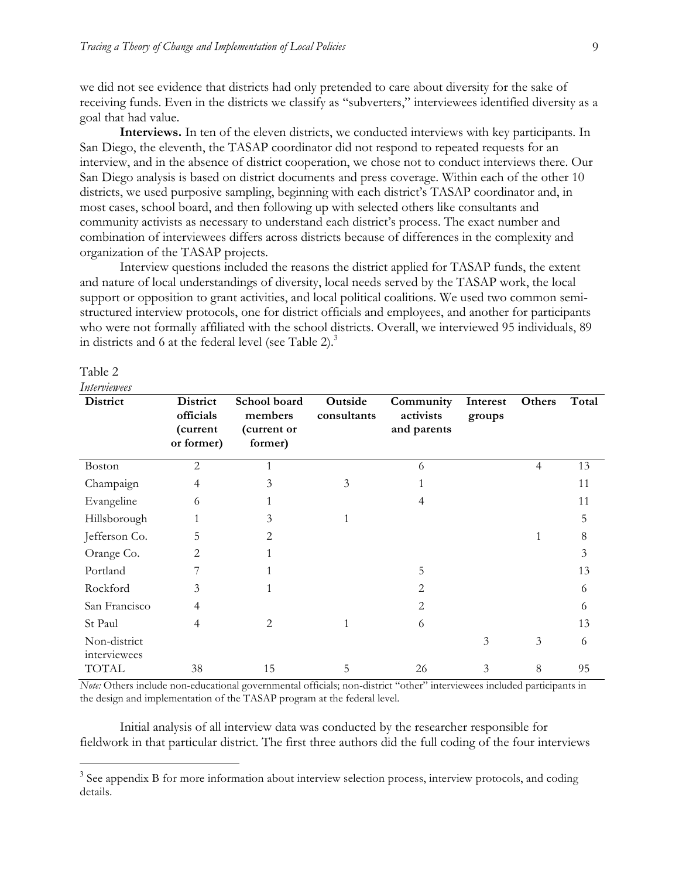we did not see evidence that districts had only pretended to care about diversity for the sake of receiving funds. Even in the districts we classify as "subverters," interviewees identified diversity as a goal that had value.

**Interviews.** In ten of the eleven districts, we conducted interviews with key participants. In San Diego, the eleventh, the TASAP coordinator did not respond to repeated requests for an interview, and in the absence of district cooperation, we chose not to conduct interviews there. Our San Diego analysis is based on district documents and press coverage. Within each of the other 10 districts, we used purposive sampling, beginning with each district's TASAP coordinator and, in most cases, school board, and then following up with selected others like consultants and community activists as necessary to understand each district's process. The exact number and combination of interviewees differs across districts because of differences in the complexity and organization of the TASAP projects.

Interview questions included the reasons the district applied for TASAP funds, the extent and nature of local understandings of diversity, local needs served by the TASAP work, the local support or opposition to grant activities, and local political coalitions. We used two common semi-structured interview protocols, one for district officials and employees, and another for participants who were not formally affiliated with the school districts. Overall, we interviewed 95 individuals, 89 in districts and 6 at the federal level (see Table 2).[3]

Table 2
*Interviewees*

| District | District officials (current or former) | School board members (current or former) | Outside consultants | Community activists and parents | Interest groups | Others | Total |
|---|---|---|---|---|---|---|---|
| Boston | 2 | 1 | | 6 | | 4 | 13 |
| Champaign | 4 | 3 | 3 | 1 | | | 11 |
| Evangeline | 6 | 1 | | 4 | | | 11 |
| Hillsborough | 1 | 3 | 1 | | | | 5 |
| Jefferson Co. | 5 | 2 | | | | 1 | 8 |
| Orange Co. | 2 | 1 | | | | | 3 |
| Portland | 7 | 1 | | 5 | | | 13 |
| Rockford | 3 | 1 | | 2 | | | 6 |
| San Francisco | 4 | | | 2 | | | 6 |
| St Paul | 4 | 2 | 1 | 6 | | | 13 |
| Non-district interviewees | | | | | 3 | 3 | 6 |
| TOTAL | 38 | 15 | 5 | 26 | 3 | 8 | 95 |

*Note:* Others include non-educational governmental officials; non-district "other" interviewees included participants in the design and implementation of the TASAP program at the federal level.

Initial analysis of all interview data was conducted by the researcher responsible for fieldwork in that particular district. The first three authors did the full coding of the four interviews

[3] See appendix B for more information about interview selection process, interview protocols, and coding details.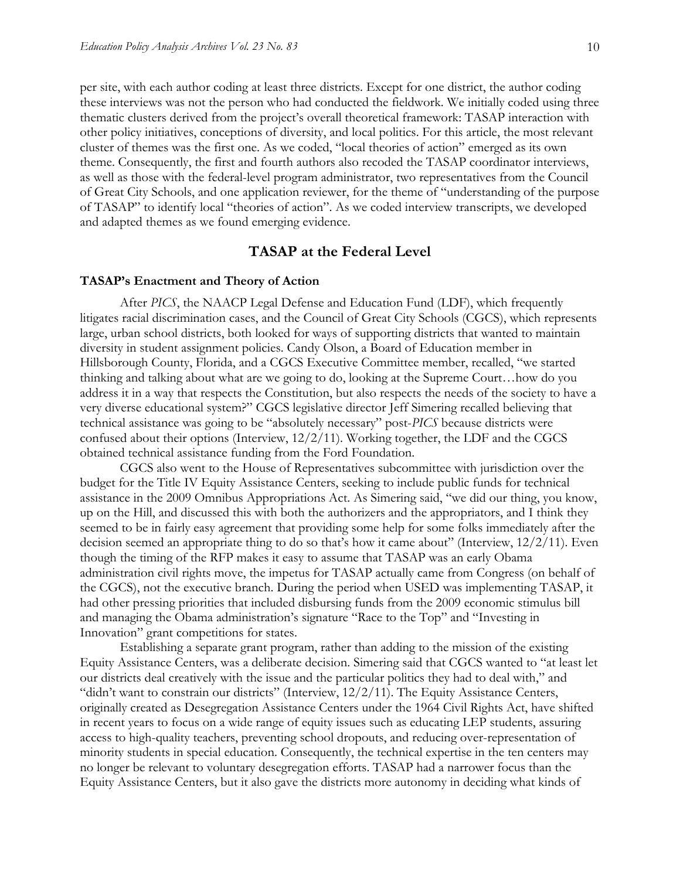per site, with each author coding at least three districts. Except for one district, the author coding these interviews was not the person who had conducted the fieldwork. We initially coded using three thematic clusters derived from the project's overall theoretical framework: TASAP interaction with other policy initiatives, conceptions of diversity, and local politics. For this article, the most relevant cluster of themes was the first one. As we coded, "local theories of action" emerged as its own theme. Consequently, the first and fourth authors also recoded the TASAP coordinator interviews, as well as those with the federal-level program administrator, two representatives from the Council of Great City Schools, and one application reviewer, for the theme of "understanding of the purpose of TASAP" to identify local "theories of action". As we coded interview transcripts, we developed and adapted themes as we found emerging evidence.

## TASAP at the Federal Level

### TASAP's Enactment and Theory of Action

After *PICS*, the NAACP Legal Defense and Education Fund (LDF), which frequently litigates racial discrimination cases, and the Council of Great City Schools (CGCS), which represents large, urban school districts, both looked for ways of supporting districts that wanted to maintain diversity in student assignment policies. Candy Olson, a Board of Education member in Hillsborough County, Florida, and a CGCS Executive Committee member, recalled, "we started thinking and talking about what are we going to do, looking at the Supreme Court…how do you address it in a way that respects the Constitution, but also respects the needs of the society to have a very diverse educational system?" CGCS legislative director Jeff Simering recalled believing that technical assistance was going to be "absolutely necessary" post-*PICS* because districts were confused about their options (Interview, 12/2/11). Working together, the LDF and the CGCS obtained technical assistance funding from the Ford Foundation.

CGCS also went to the House of Representatives subcommittee with jurisdiction over the budget for the Title IV Equity Assistance Centers, seeking to include public funds for technical assistance in the 2009 Omnibus Appropriations Act. As Simering said, "we did our thing, you know, up on the Hill, and discussed this with both the authorizers and the appropriators, and I think they seemed to be in fairly easy agreement that providing some help for some folks immediately after the decision seemed an appropriate thing to do so that's how it came about" (Interview, 12/2/11). Even though the timing of the RFP makes it easy to assume that TASAP was an early Obama administration civil rights move, the impetus for TASAP actually came from Congress (on behalf of the CGCS), not the executive branch. During the period when USED was implementing TASAP, it had other pressing priorities that included disbursing funds from the 2009 economic stimulus bill and managing the Obama administration's signature "Race to the Top" and "Investing in Innovation" grant competitions for states.

Establishing a separate grant program, rather than adding to the mission of the existing Equity Assistance Centers, was a deliberate decision. Simering said that CGCS wanted to "at least let our districts deal creatively with the issue and the particular politics they had to deal with," and "didn't want to constrain our districts" (Interview, 12/2/11). The Equity Assistance Centers, originally created as Desegregation Assistance Centers under the 1964 Civil Rights Act, have shifted in recent years to focus on a wide range of equity issues such as educating LEP students, assuring access to high-quality teachers, preventing school dropouts, and reducing over-representation of minority students in special education. Consequently, the technical expertise in the ten centers may no longer be relevant to voluntary desegregation efforts. TASAP had a narrower focus than the Equity Assistance Centers, but it also gave the districts more autonomy in deciding what kinds of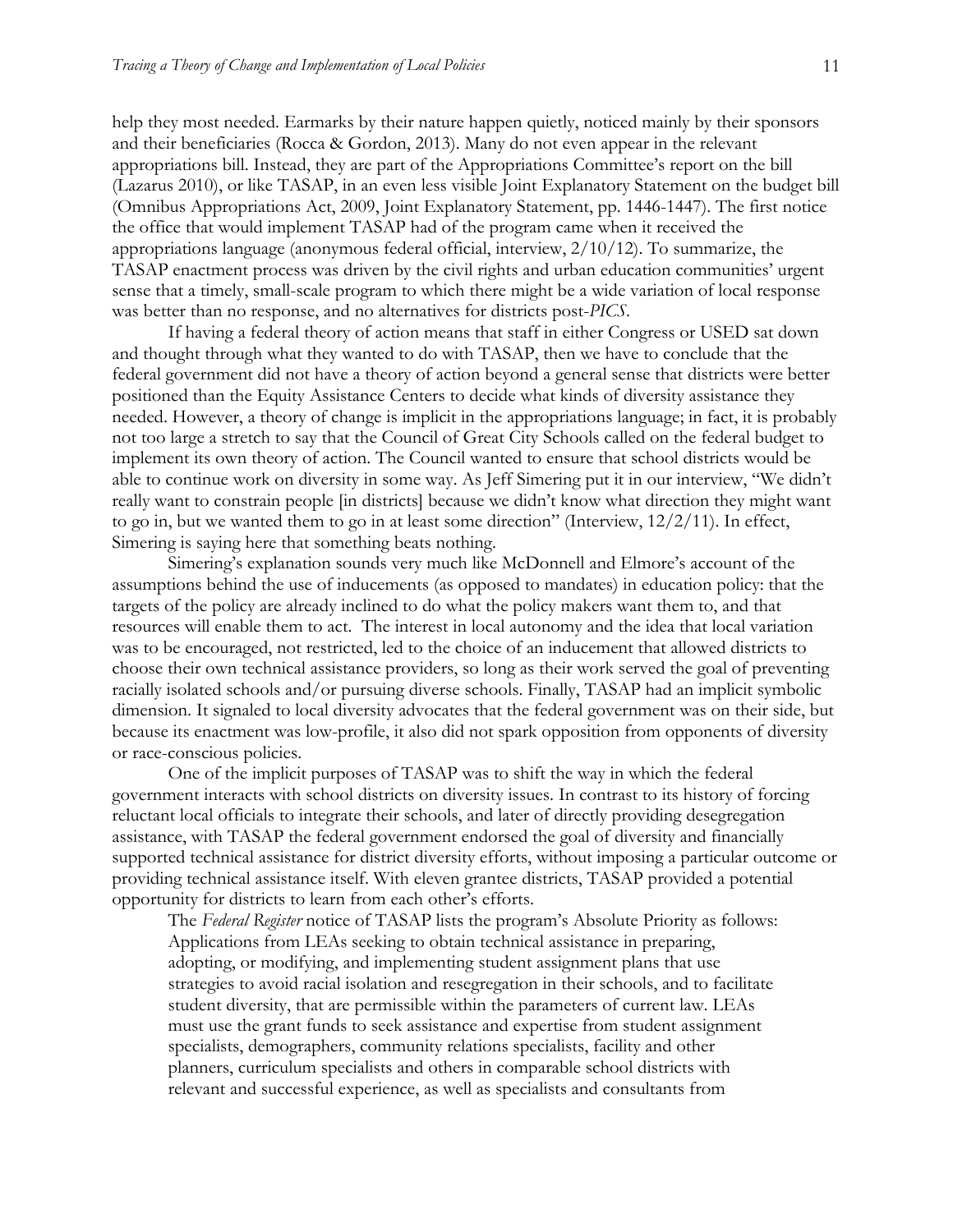help they most needed. Earmarks by their nature happen quietly, noticed mainly by their sponsors and their beneficiaries (Rocca & Gordon, 2013). Many do not even appear in the relevant appropriations bill. Instead, they are part of the Appropriations Committee's report on the bill (Lazarus 2010), or like TASAP, in an even less visible Joint Explanatory Statement on the budget bill (Omnibus Appropriations Act, 2009, Joint Explanatory Statement, pp. 1446-1447). The first notice the office that would implement TASAP had of the program came when it received the appropriations language (anonymous federal official, interview, 2/10/12). To summarize, the TASAP enactment process was driven by the civil rights and urban education communities' urgent sense that a timely, small-scale program to which there might be a wide variation of local response was better than no response, and no alternatives for districts post-*PICS*.

If having a federal theory of action means that staff in either Congress or USED sat down and thought through what they wanted to do with TASAP, then we have to conclude that the federal government did not have a theory of action beyond a general sense that districts were better positioned than the Equity Assistance Centers to decide what kinds of diversity assistance they needed. However, a theory of change is implicit in the appropriations language; in fact, it is probably not too large a stretch to say that the Council of Great City Schools called on the federal budget to implement its own theory of action. The Council wanted to ensure that school districts would be able to continue work on diversity in some way. As Jeff Simering put it in our interview, "We didn't really want to constrain people [in districts] because we didn't know what direction they might want to go in, but we wanted them to go in at least some direction" (Interview, 12/2/11). In effect, Simering is saying here that something beats nothing.

Simering's explanation sounds very much like McDonnell and Elmore's account of the assumptions behind the use of inducements (as opposed to mandates) in education policy: that the targets of the policy are already inclined to do what the policy makers want them to, and that resources will enable them to act. The interest in local autonomy and the idea that local variation was to be encouraged, not restricted, led to the choice of an inducement that allowed districts to choose their own technical assistance providers, so long as their work served the goal of preventing racially isolated schools and/or pursuing diverse schools. Finally, TASAP had an implicit symbolic dimension. It signaled to local diversity advocates that the federal government was on their side, but because its enactment was low-profile, it also did not spark opposition from opponents of diversity or race-conscious policies.

One of the implicit purposes of TASAP was to shift the way in which the federal government interacts with school districts on diversity issues. In contrast to its history of forcing reluctant local officials to integrate their schools, and later of directly providing desegregation assistance, with TASAP the federal government endorsed the goal of diversity and financially supported technical assistance for district diversity efforts, without imposing a particular outcome or providing technical assistance itself. With eleven grantee districts, TASAP provided a potential opportunity for districts to learn from each other's efforts.

The *Federal Register* notice of TASAP lists the program's Absolute Priority as follows:

> Applications from LEAs seeking to obtain technical assistance in preparing, adopting, or modifying, and implementing student assignment plans that use strategies to avoid racial isolation and resegregation in their schools, and to facilitate student diversity, that are permissible within the parameters of current law. LEAs must use the grant funds to seek assistance and expertise from student assignment specialists, demographers, community relations specialists, facility and other planners, curriculum specialists and others in comparable school districts with relevant and successful experience, as well as specialists and consultants from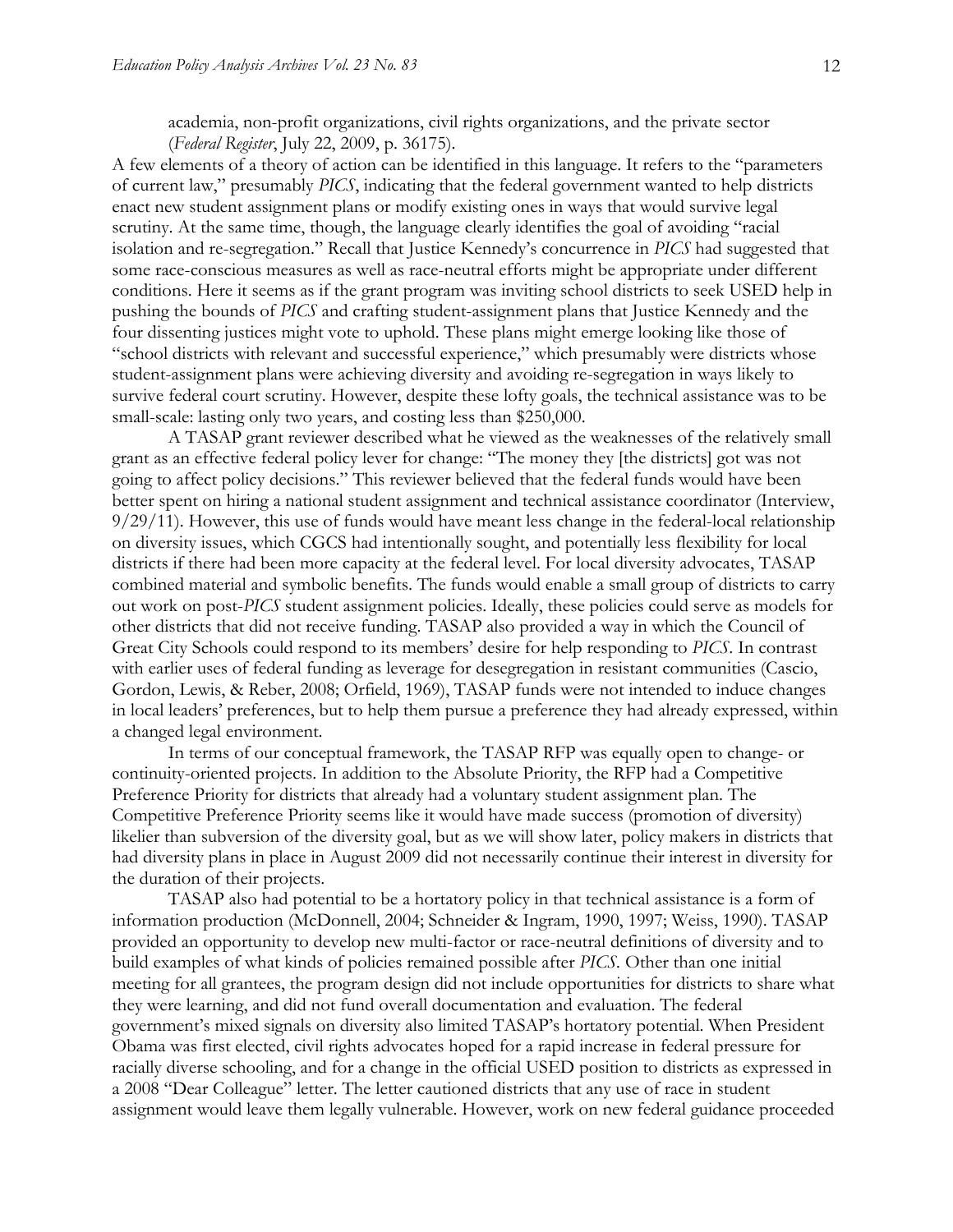academia, non-profit organizations, civil rights organizations, and the private sector (*Federal Register*, July 22, 2009, p. 36175).

A few elements of a theory of action can be identified in this language. It refers to the "parameters of current law," presumably *PICS*, indicating that the federal government wanted to help districts enact new student assignment plans or modify existing ones in ways that would survive legal scrutiny. At the same time, though, the language clearly identifies the goal of avoiding "racial isolation and re-segregation." Recall that Justice Kennedy's concurrence in *PICS* had suggested that some race-conscious measures as well as race-neutral efforts might be appropriate under different conditions. Here it seems as if the grant program was inviting school districts to seek USED help in pushing the bounds of *PICS* and crafting student-assignment plans that Justice Kennedy and the four dissenting justices might vote to uphold. These plans might emerge looking like those of "school districts with relevant and successful experience," which presumably were districts whose student-assignment plans were achieving diversity and avoiding re-segregation in ways likely to survive federal court scrutiny. However, despite these lofty goals, the technical assistance was to be small-scale: lasting only two years, and costing less than $250,000.

A TASAP grant reviewer described what he viewed as the weaknesses of the relatively small grant as an effective federal policy lever for change: "The money they [the districts] got was not going to affect policy decisions." This reviewer believed that the federal funds would have been better spent on hiring a national student assignment and technical assistance coordinator (Interview, 9/29/11). However, this use of funds would have meant less change in the federal-local relationship on diversity issues, which CGCS had intentionally sought, and potentially less flexibility for local districts if there had been more capacity at the federal level. For local diversity advocates, TASAP combined material and symbolic benefits. The funds would enable a small group of districts to carry out work on post-*PICS* student assignment policies. Ideally, these policies could serve as models for other districts that did not receive funding. TASAP also provided a way in which the Council of Great City Schools could respond to its members' desire for help responding to *PICS*. In contrast with earlier uses of federal funding as leverage for desegregation in resistant communities (Cascio, Gordon, Lewis, & Reber, 2008; Orfield, 1969), TASAP funds were not intended to induce changes in local leaders' preferences, but to help them pursue a preference they had already expressed, within a changed legal environment.

In terms of our conceptual framework, the TASAP RFP was equally open to change- or continuity-oriented projects. In addition to the Absolute Priority, the RFP had a Competitive Preference Priority for districts that already had a voluntary student assignment plan. The Competitive Preference Priority seems like it would have made success (promotion of diversity) likelier than subversion of the diversity goal, but as we will show later, policy makers in districts that had diversity plans in place in August 2009 did not necessarily continue their interest in diversity for the duration of their projects.

TASAP also had potential to be a hortatory policy in that technical assistance is a form of information production (McDonnell, 2004; Schneider & Ingram, 1990, 1997; Weiss, 1990). TASAP provided an opportunity to develop new multi-factor or race-neutral definitions of diversity and to build examples of what kinds of policies remained possible after *PICS*. Other than one initial meeting for all grantees, the program design did not include opportunities for districts to share what they were learning, and did not fund overall documentation and evaluation. The federal government's mixed signals on diversity also limited TASAP's hortatory potential. When President Obama was first elected, civil rights advocates hoped for a rapid increase in federal pressure for racially diverse schooling, and for a change in the official USED position to districts as expressed in a 2008 "Dear Colleague" letter. The letter cautioned districts that any use of race in student assignment would leave them legally vulnerable. However, work on new federal guidance proceeded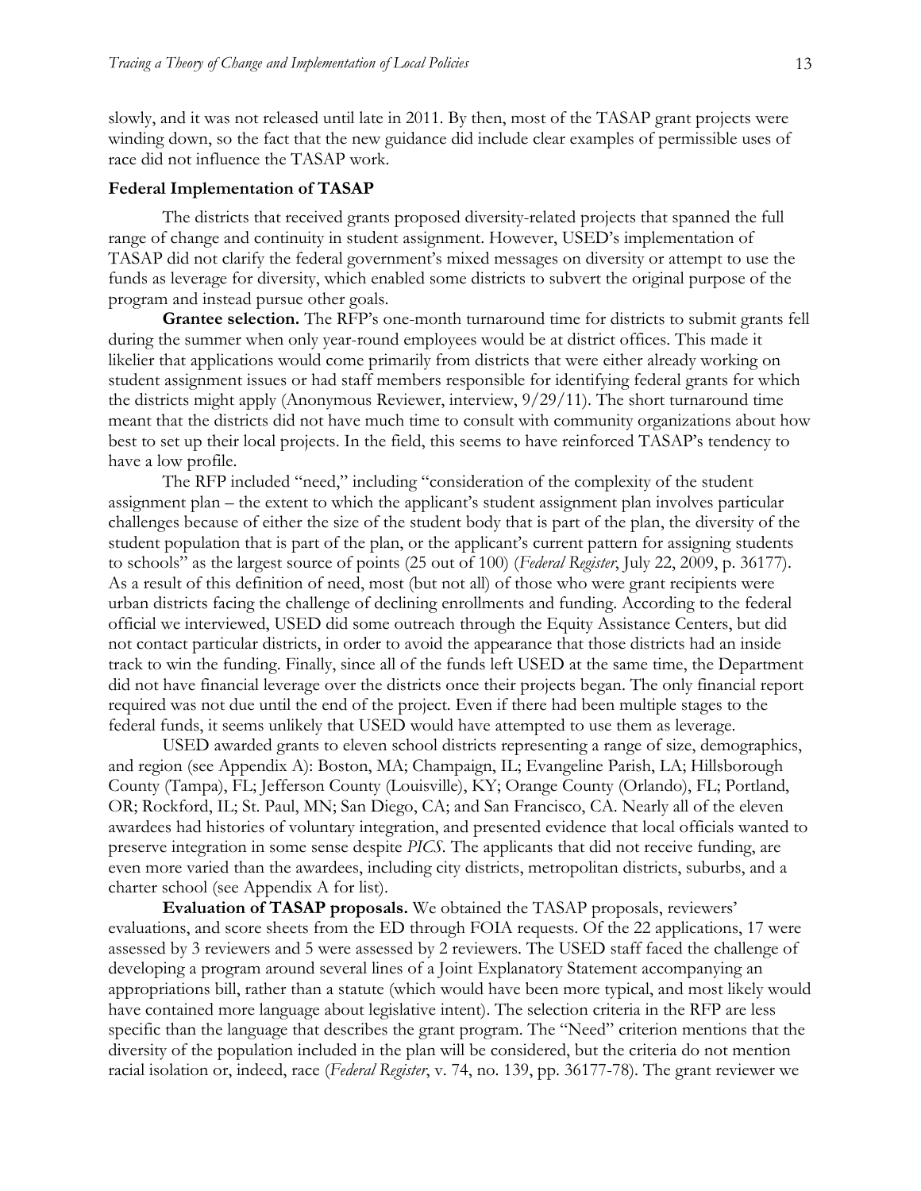slowly, and it was not released until late in 2011. By then, most of the TASAP grant projects were winding down, so the fact that the new guidance did include clear examples of permissible uses of race did not influence the TASAP work.

### Federal Implementation of TASAP

The districts that received grants proposed diversity-related projects that spanned the full range of change and continuity in student assignment. However, USED's implementation of TASAP did not clarify the federal government's mixed messages on diversity or attempt to use the funds as leverage for diversity, which enabled some districts to subvert the original purpose of the program and instead pursue other goals.

**Grantee selection.** The RFP's one-month turnaround time for districts to submit grants fell during the summer when only year-round employees would be at district offices. This made it likelier that applications would come primarily from districts that were either already working on student assignment issues or had staff members responsible for identifying federal grants for which the districts might apply (Anonymous Reviewer, interview, 9/29/11). The short turnaround time meant that the districts did not have much time to consult with community organizations about how best to set up their local projects. In the field, this seems to have reinforced TASAP's tendency to have a low profile.

The RFP included "need," including "consideration of the complexity of the student assignment plan – the extent to which the applicant's student assignment plan involves particular challenges because of either the size of the student body that is part of the plan, the diversity of the student population that is part of the plan, or the applicant's current pattern for assigning students to schools" as the largest source of points (25 out of 100) (*Federal Register*, July 22, 2009, p. 36177). As a result of this definition of need, most (but not all) of those who were grant recipients were urban districts facing the challenge of declining enrollments and funding. According to the federal official we interviewed, USED did some outreach through the Equity Assistance Centers, but did not contact particular districts, in order to avoid the appearance that those districts had an inside track to win the funding. Finally, since all of the funds left USED at the same time, the Department did not have financial leverage over the districts once their projects began. The only financial report required was not due until the end of the project. Even if there had been multiple stages to the federal funds, it seems unlikely that USED would have attempted to use them as leverage.

USED awarded grants to eleven school districts representing a range of size, demographics, and region (see Appendix A): Boston, MA; Champaign, IL; Evangeline Parish, LA; Hillsborough County (Tampa), FL; Jefferson County (Louisville), KY; Orange County (Orlando), FL; Portland, OR; Rockford, IL; St. Paul, MN; San Diego, CA; and San Francisco, CA. Nearly all of the eleven awardees had histories of voluntary integration, and presented evidence that local officials wanted to preserve integration in some sense despite *PICS*. The applicants that did not receive funding, are even more varied than the awardees, including city districts, metropolitan districts, suburbs, and a charter school (see Appendix A for list).

**Evaluation of TASAP proposals.** We obtained the TASAP proposals, reviewers' evaluations, and score sheets from the ED through FOIA requests. Of the 22 applications, 17 were assessed by 3 reviewers and 5 were assessed by 2 reviewers. The USED staff faced the challenge of developing a program around several lines of a Joint Explanatory Statement accompanying an appropriations bill, rather than a statute (which would have been more typical, and most likely would have contained more language about legislative intent). The selection criteria in the RFP are less specific than the language that describes the grant program. The "Need" criterion mentions that the diversity of the population included in the plan will be considered, but the criteria do not mention racial isolation or, indeed, race (*Federal Register*, v. 74, no. 139, pp. 36177-78). The grant reviewer we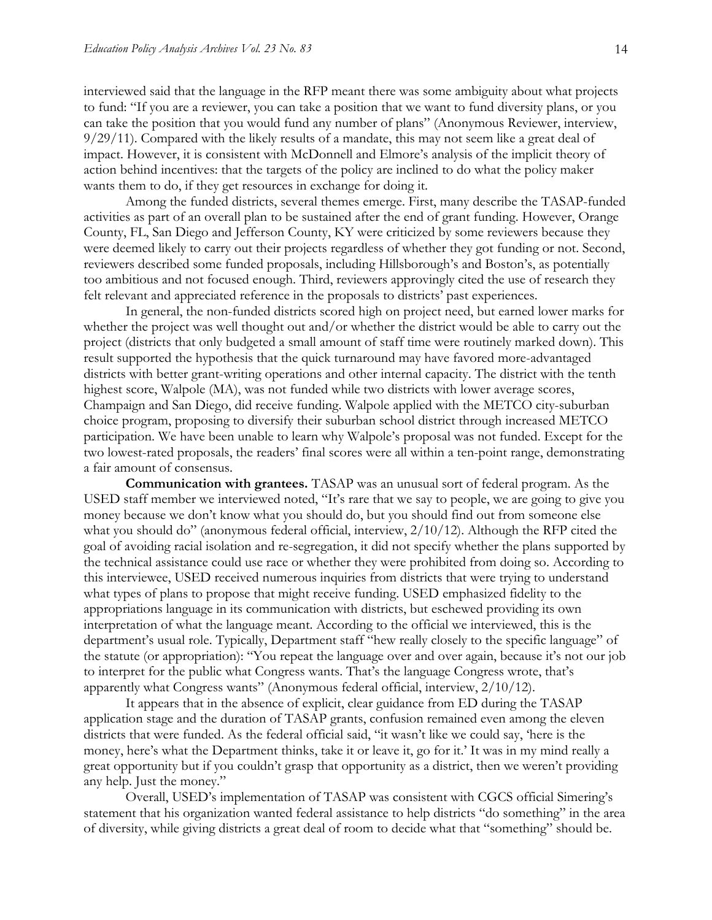interviewed said that the language in the RFP meant there was some ambiguity about what projects to fund: "If you are a reviewer, you can take a position that we want to fund diversity plans, or you can take the position that you would fund any number of plans" (Anonymous Reviewer, interview, 9/29/11). Compared with the likely results of a mandate, this may not seem like a great deal of impact. However, it is consistent with McDonnell and Elmore's analysis of the implicit theory of action behind incentives: that the targets of the policy are inclined to do what the policy maker wants them to do, if they get resources in exchange for doing it.

Among the funded districts, several themes emerge. First, many describe the TASAP-funded activities as part of an overall plan to be sustained after the end of grant funding. However, Orange County, FL, San Diego and Jefferson County, KY were criticized by some reviewers because they were deemed likely to carry out their projects regardless of whether they got funding or not. Second, reviewers described some funded proposals, including Hillsborough's and Boston's, as potentially too ambitious and not focused enough. Third, reviewers approvingly cited the use of research they felt relevant and appreciated reference in the proposals to districts' past experiences.

In general, the non-funded districts scored high on project need, but earned lower marks for whether the project was well thought out and/or whether the district would be able to carry out the project (districts that only budgeted a small amount of staff time were routinely marked down). This result supported the hypothesis that the quick turnaround may have favored more-advantaged districts with better grant-writing operations and other internal capacity. The district with the tenth highest score, Walpole (MA), was not funded while two districts with lower average scores, Champaign and San Diego, did receive funding. Walpole applied with the METCO city-suburban choice program, proposing to diversify their suburban school district through increased METCO participation. We have been unable to learn why Walpole's proposal was not funded. Except for the two lowest-rated proposals, the readers' final scores were all within a ten-point range, demonstrating a fair amount of consensus.

**Communication with grantees.** TASAP was an unusual sort of federal program. As the USED staff member we interviewed noted, "It's rare that we say to people, we are going to give you money because we don't know what you should do, but you should find out from someone else what you should do" (anonymous federal official, interview, 2/10/12). Although the RFP cited the goal of avoiding racial isolation and re-segregation, it did not specify whether the plans supported by the technical assistance could use race or whether they were prohibited from doing so. According to this interviewee, USED received numerous inquiries from districts that were trying to understand what types of plans to propose that might receive funding. USED emphasized fidelity to the appropriations language in its communication with districts, but eschewed providing its own interpretation of what the language meant. According to the official we interviewed, this is the department's usual role. Typically, Department staff "hew really closely to the specific language" of the statute (or appropriation): "You repeat the language over and over again, because it's not our job to interpret for the public what Congress wants. That's the language Congress wrote, that's apparently what Congress wants" (Anonymous federal official, interview, 2/10/12).

It appears that in the absence of explicit, clear guidance from ED during the TASAP application stage and the duration of TASAP grants, confusion remained even among the eleven districts that were funded. As the federal official said, "it wasn't like we could say, 'here is the money, here's what the Department thinks, take it or leave it, go for it.' It was in my mind really a great opportunity but if you couldn't grasp that opportunity as a district, then we weren't providing any help. Just the money."

Overall, USED's implementation of TASAP was consistent with CGCS official Simering's statement that his organization wanted federal assistance to help districts "do something" in the area of diversity, while giving districts a great deal of room to decide what that "something" should be.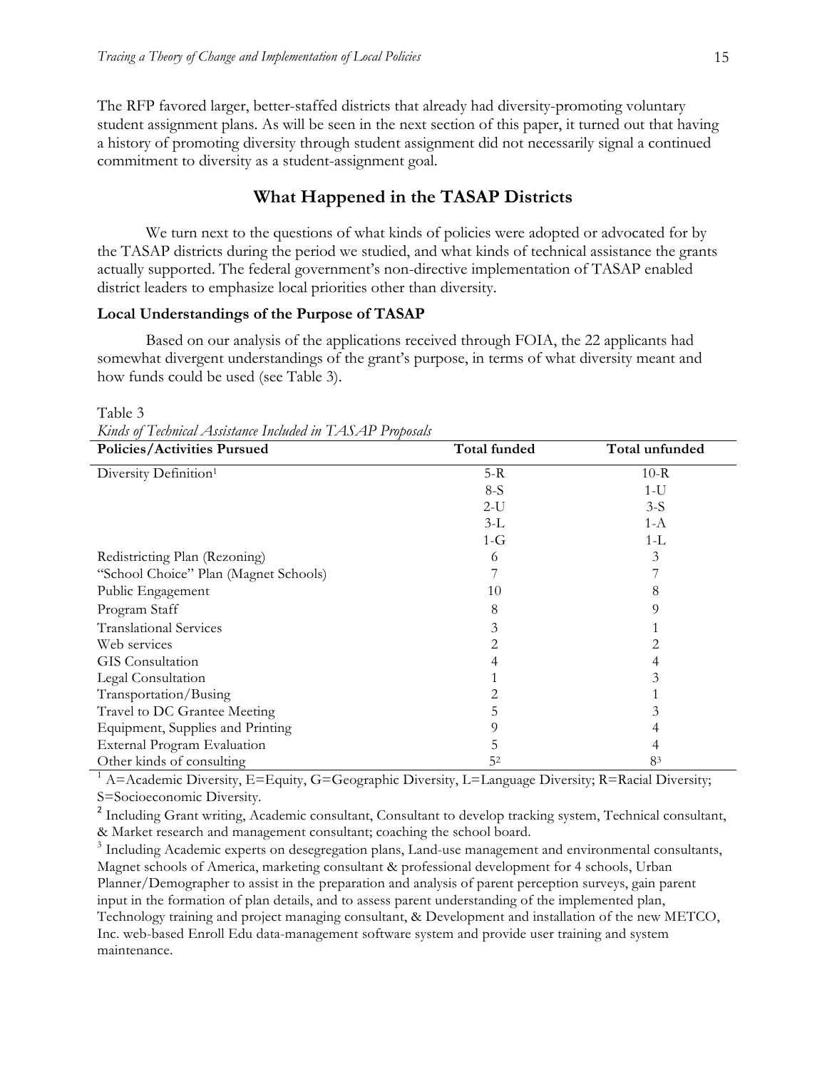The RFP favored larger, better-staffed districts that already had diversity-promoting voluntary student assignment plans. As will be seen in the next section of this paper, it turned out that having a history of promoting diversity through student assignment did not necessarily signal a continued commitment to diversity as a student-assignment goal.

## What Happened in the TASAP Districts

We turn next to the questions of what kinds of policies were adopted or advocated for by the TASAP districts during the period we studied, and what kinds of technical assistance the grants actually supported. The federal government's non-directive implementation of TASAP enabled district leaders to emphasize local priorities other than diversity.

### Local Understandings of the Purpose of TASAP

Based on our analysis of the applications received through FOIA, the 22 applicants had somewhat divergent understandings of the grant's purpose, in terms of what diversity meant and how funds could be used (see Table 3).

Table 3

*Kinds of Technical Assistance Included in TASAP Proposals*

| Policies/Activities Pursued | Total funded | Total unfunded |
|---|---|---|
| Diversity Definition[1] | 5-R | 10-R |
| | 8-S | 1-U |
| | 2-U | 3-S |
| | 3-L | 1-A |
| | 1-G | 1-L |
| Redistricting Plan (Rezoning) | 6 | 3 |
| "School Choice" Plan (Magnet Schools) | 7 | 7 |
| Public Engagement | 10 | 8 |
| Program Staff | 8 | 9 |
| Translational Services | 3 | 1 |
| Web services | 2 | 2 |
| GIS Consultation | 4 | 4 |
| Legal Consultation | 1 | 3 |
| Transportation/Busing | 2 | 1 |
| Travel to DC Grantee Meeting | 5 | 3 |
| Equipment, Supplies and Printing | 9 | 4 |
| External Program Evaluation | 5 | 4 |
| Other kinds of consulting | 5[2] | 8[3] |

[1] A=Academic Diversity, E=Equity, G=Geographic Diversity, L=Language Diversity; R=Racial Diversity; S=Socioeconomic Diversity.

[2] Including Grant writing, Academic consultant, Consultant to develop tracking system, Technical consultant, & Market research and management consultant; coaching the school board.

[3] Including Academic experts on desegregation plans, Land-use management and environmental consultants, Magnet schools of America, marketing consultant & professional development for 4 schools, Urban Planner/Demographer to assist in the preparation and analysis of parent perception surveys, gain parent input in the formation of plan details, and to assess parent understanding of the implemented plan, Technology training and project managing consultant, & Development and installation of the new METCO, Inc. web-based Enroll Edu data-management software system and provide user training and system maintenance.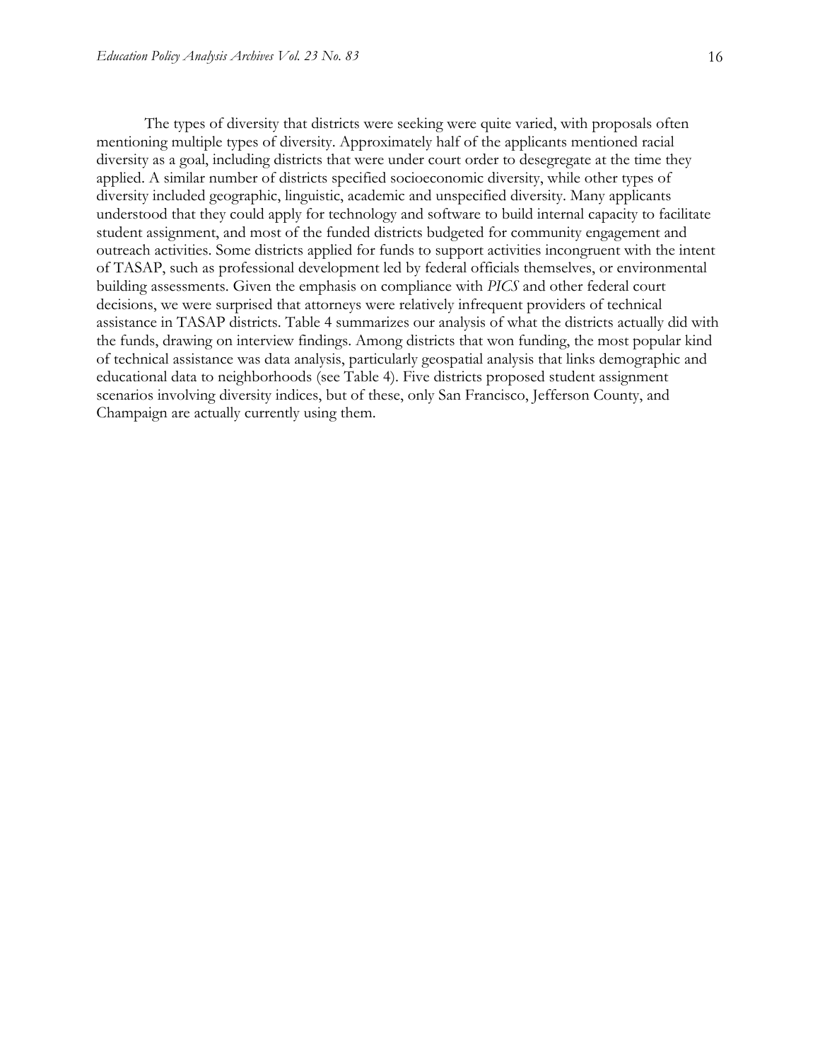The types of diversity that districts were seeking were quite varied, with proposals often mentioning multiple types of diversity. Approximately half of the applicants mentioned racial diversity as a goal, including districts that were under court order to desegregate at the time they applied. A similar number of districts specified socioeconomic diversity, while other types of diversity included geographic, linguistic, academic and unspecified diversity. Many applicants understood that they could apply for technology and software to build internal capacity to facilitate student assignment, and most of the funded districts budgeted for community engagement and outreach activities. Some districts applied for funds to support activities incongruent with the intent of TASAP, such as professional development led by federal officials themselves, or environmental building assessments. Given the emphasis on compliance with *PICS* and other federal court decisions, we were surprised that attorneys were relatively infrequent providers of technical assistance in TASAP districts. Table 4 summarizes our analysis of what the districts actually did with the funds, drawing on interview findings. Among districts that won funding, the most popular kind of technical assistance was data analysis, particularly geospatial analysis that links demographic and educational data to neighborhoods (see Table 4). Five districts proposed student assignment scenarios involving diversity indices, but of these, only San Francisco, Jefferson County, and Champaign are actually currently using them.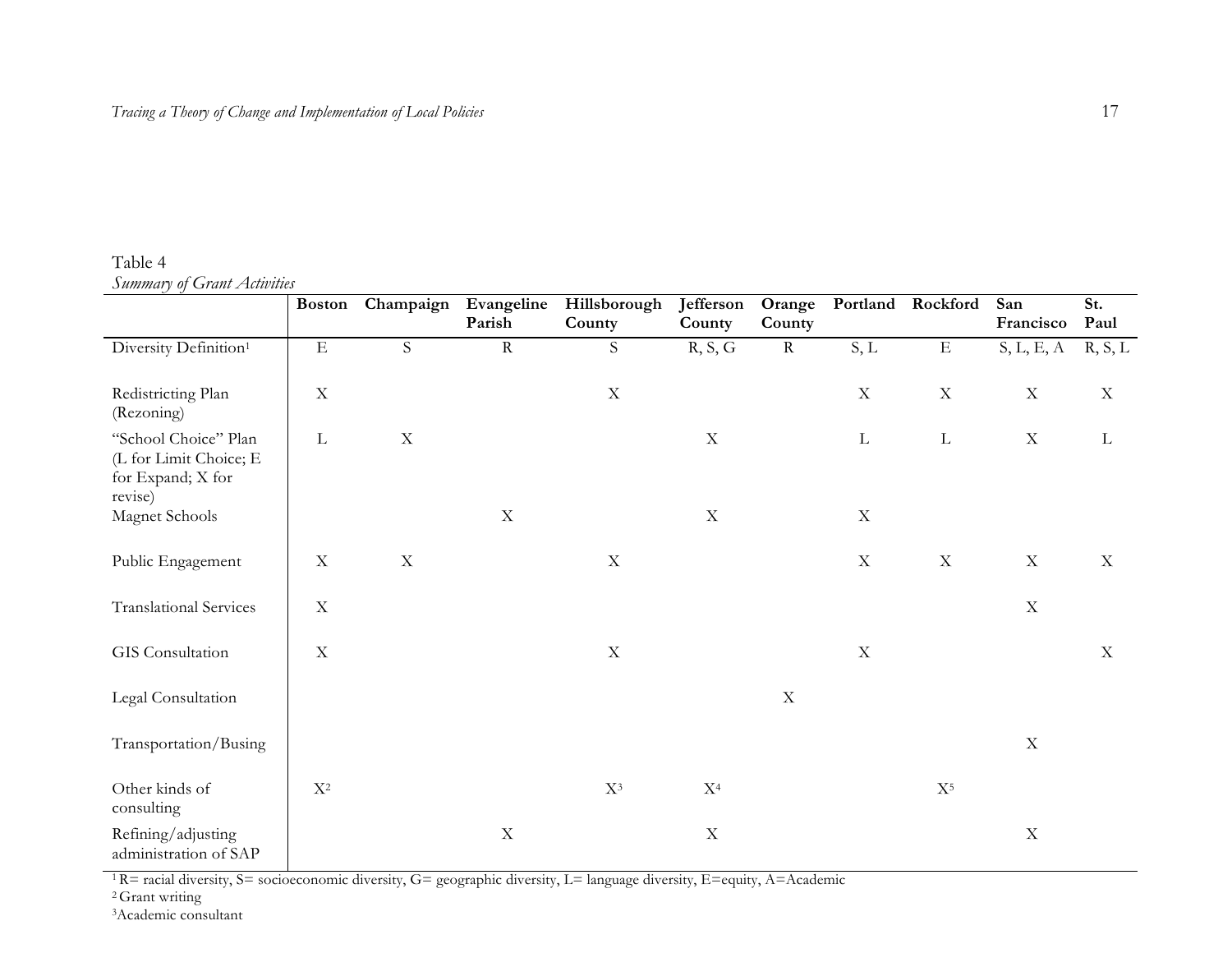Table 4

*Summary of Grant Activities*

| | Boston | Champaign | Evangeline Parish | Hillsborough County | Jefferson County | Orange County | Portland | Rockford | San Francisco | St. Paul |
|---|---|---|---|---|---|---|---|---|---|---|
| Diversity Definition[1] | E | S | R | S | R, S, G | R | S, L | E | S, L, E, A | R, S, L |
| Redistricting Plan (Rezoning) | X | | | X | | | X | X | X | X |
| "School Choice" Plan (L for Limit Choice; E for Expand; X for revise) | L | X | | | X | | L | L | X | L |
| Magnet Schools | | | X | | X | | X | | | |
| Public Engagement | X | X | | X | | | X | X | X | X |
| Translational Services | X | | | | | | | | X | |
| GIS Consultation | X | | | X | | | X | | | X |
| Legal Consultation | | | | | | X | | | | |
| Transportation/Busing | | | | | | | | | X | |
| Other kinds of consulting | X[2] | | | X[3] | X[4] | | | X[5] | | |
| Refining/adjusting administration of SAP | | | X | | X | | | | X | |

[1] R= racial diversity, S= socioeconomic diversity, G= geographic diversity, L= language diversity, E=equity, A=Academic

[2] Grant writing

[3] Academic consultant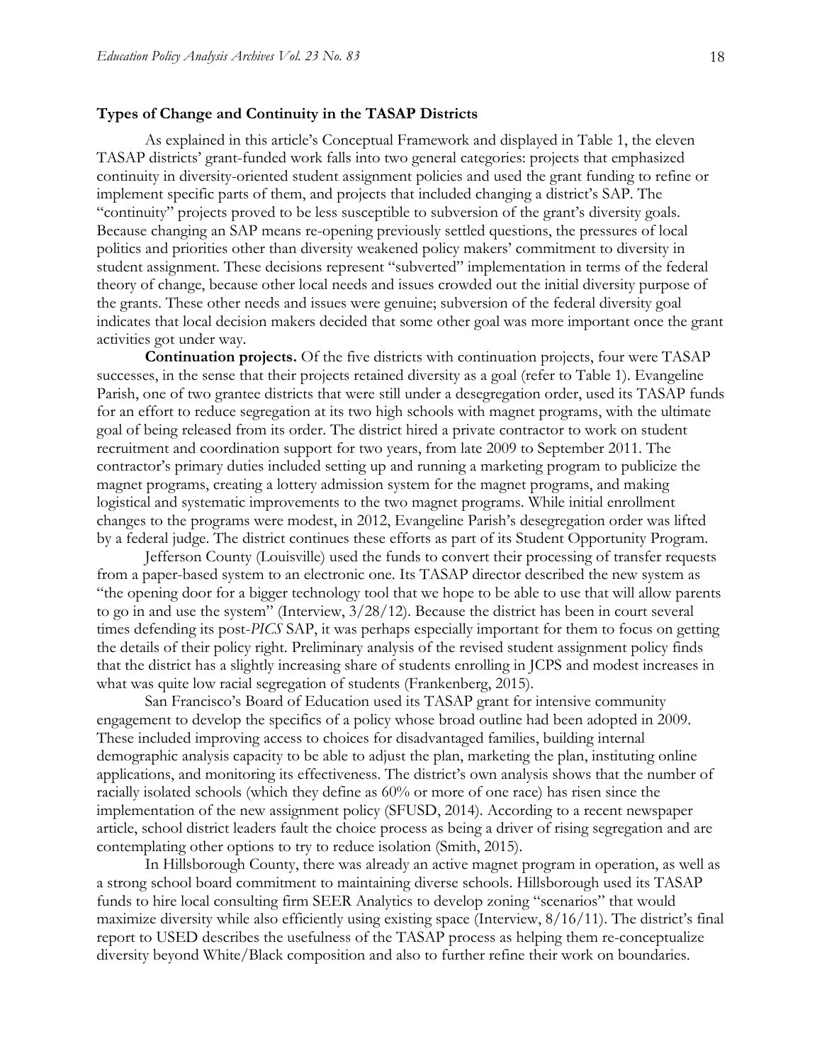### Types of Change and Continuity in the TASAP Districts

As explained in this article's Conceptual Framework and displayed in Table 1, the eleven TASAP districts' grant-funded work falls into two general categories: projects that emphasized continuity in diversity-oriented student assignment policies and used the grant funding to refine or implement specific parts of them, and projects that included changing a district's SAP. The "continuity" projects proved to be less susceptible to subversion of the grant's diversity goals. Because changing an SAP means re-opening previously settled questions, the pressures of local politics and priorities other than diversity weakened policy makers' commitment to diversity in student assignment. These decisions represent "subverted" implementation in terms of the federal theory of change, because other local needs and issues crowded out the initial diversity purpose of the grants. These other needs and issues were genuine; subversion of the federal diversity goal indicates that local decision makers decided that some other goal was more important once the grant activities got under way.

**Continuation projects.** Of the five districts with continuation projects, four were TASAP successes, in the sense that their projects retained diversity as a goal (refer to Table 1). Evangeline Parish, one of two grantee districts that were still under a desegregation order, used its TASAP funds for an effort to reduce segregation at its two high schools with magnet programs, with the ultimate goal of being released from its order. The district hired a private contractor to work on student recruitment and coordination support for two years, from late 2009 to September 2011. The contractor's primary duties included setting up and running a marketing program to publicize the magnet programs, creating a lottery admission system for the magnet programs, and making logistical and systematic improvements to the two magnet programs. While initial enrollment changes to the programs were modest, in 2012, Evangeline Parish's desegregation order was lifted by a federal judge. The district continues these efforts as part of its Student Opportunity Program.

Jefferson County (Louisville) used the funds to convert their processing of transfer requests from a paper-based system to an electronic one. Its TASAP director described the new system as "the opening door for a bigger technology tool that we hope to be able to use that will allow parents to go in and use the system" (Interview, 3/28/12). Because the district has been in court several times defending its post-*PICS* SAP, it was perhaps especially important for them to focus on getting the details of their policy right. Preliminary analysis of the revised student assignment policy finds that the district has a slightly increasing share of students enrolling in JCPS and modest increases in what was quite low racial segregation of students (Frankenberg, 2015).

San Francisco's Board of Education used its TASAP grant for intensive community engagement to develop the specifics of a policy whose broad outline had been adopted in 2009. These included improving access to choices for disadvantaged families, building internal demographic analysis capacity to be able to adjust the plan, marketing the plan, instituting online applications, and monitoring its effectiveness. The district's own analysis shows that the number of racially isolated schools (which they define as 60% or more of one race) has risen since the implementation of the new assignment policy (SFUSD, 2014). According to a recent newspaper article, school district leaders fault the choice process as being a driver of rising segregation and are contemplating other options to try to reduce isolation (Smith, 2015).

In Hillsborough County, there was already an active magnet program in operation, as well as a strong school board commitment to maintaining diverse schools. Hillsborough used its TASAP funds to hire local consulting firm SEER Analytics to develop zoning "scenarios" that would maximize diversity while also efficiently using existing space (Interview, 8/16/11). The district's final report to USED describes the usefulness of the TASAP process as helping them re-conceptualize diversity beyond White/Black composition and also to further refine their work on boundaries.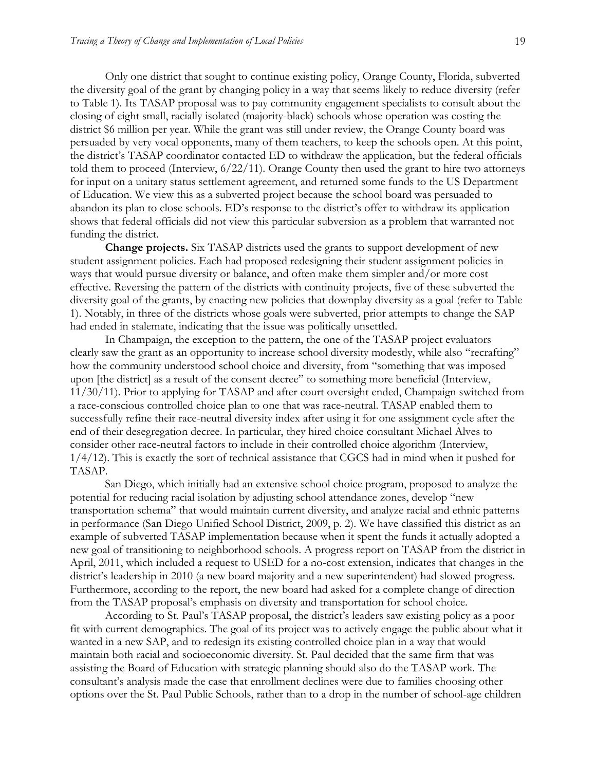Only one district that sought to continue existing policy, Orange County, Florida, subverted the diversity goal of the grant by changing policy in a way that seems likely to reduce diversity (refer to Table 1). Its TASAP proposal was to pay community engagement specialists to consult about the closing of eight small, racially isolated (majority-black) schools whose operation was costing the district $6 million per year. While the grant was still under review, the Orange County board was persuaded by very vocal opponents, many of them teachers, to keep the schools open. At this point, the district's TASAP coordinator contacted ED to withdraw the application, but the federal officials told them to proceed (Interview, 6/22/11). Orange County then used the grant to hire two attorneys for input on a unitary status settlement agreement, and returned some funds to the US Department of Education. We view this as a subverted project because the school board was persuaded to abandon its plan to close schools. ED's response to the district's offer to withdraw its application shows that federal officials did not view this particular subversion as a problem that warranted not funding the district.

**Change projects.** Six TASAP districts used the grants to support development of new student assignment policies. Each had proposed redesigning their student assignment policies in ways that would pursue diversity or balance, and often make them simpler and/or more cost effective. Reversing the pattern of the districts with continuity projects, five of these subverted the diversity goal of the grants, by enacting new policies that downplay diversity as a goal (refer to Table 1). Notably, in three of the districts whose goals were subverted, prior attempts to change the SAP had ended in stalemate, indicating that the issue was politically unsettled.

In Champaign, the exception to the pattern, the one of the TASAP project evaluators clearly saw the grant as an opportunity to increase school diversity modestly, while also "recrafting" how the community understood school choice and diversity, from "something that was imposed upon [the district] as a result of the consent decree" to something more beneficial (Interview, 11/30/11). Prior to applying for TASAP and after court oversight ended, Champaign switched from a race-conscious controlled choice plan to one that was race-neutral. TASAP enabled them to successfully refine their race-neutral diversity index after using it for one assignment cycle after the end of their desegregation decree. In particular, they hired choice consultant Michael Alves to consider other race-neutral factors to include in their controlled choice algorithm (Interview, 1/4/12). This is exactly the sort of technical assistance that CGCS had in mind when it pushed for TASAP.

San Diego, which initially had an extensive school choice program, proposed to analyze the potential for reducing racial isolation by adjusting school attendance zones, develop "new transportation schema" that would maintain current diversity, and analyze racial and ethnic patterns in performance (San Diego Unified School District, 2009, p. 2). We have classified this district as an example of subverted TASAP implementation because when it spent the funds it actually adopted a new goal of transitioning to neighborhood schools. A progress report on TASAP from the district in April, 2011, which included a request to USED for a no-cost extension, indicates that changes in the district's leadership in 2010 (a new board majority and a new superintendent) had slowed progress. Furthermore, according to the report, the new board had asked for a complete change of direction from the TASAP proposal's emphasis on diversity and transportation for school choice.

According to St. Paul's TASAP proposal, the district's leaders saw existing policy as a poor fit with current demographics. The goal of its project was to actively engage the public about what it wanted in a new SAP, and to redesign its existing controlled choice plan in a way that would maintain both racial and socioeconomic diversity. St. Paul decided that the same firm that was assisting the Board of Education with strategic planning should also do the TASAP work. The consultant's analysis made the case that enrollment declines were due to families choosing other options over the St. Paul Public Schools, rather than to a drop in the number of school-age children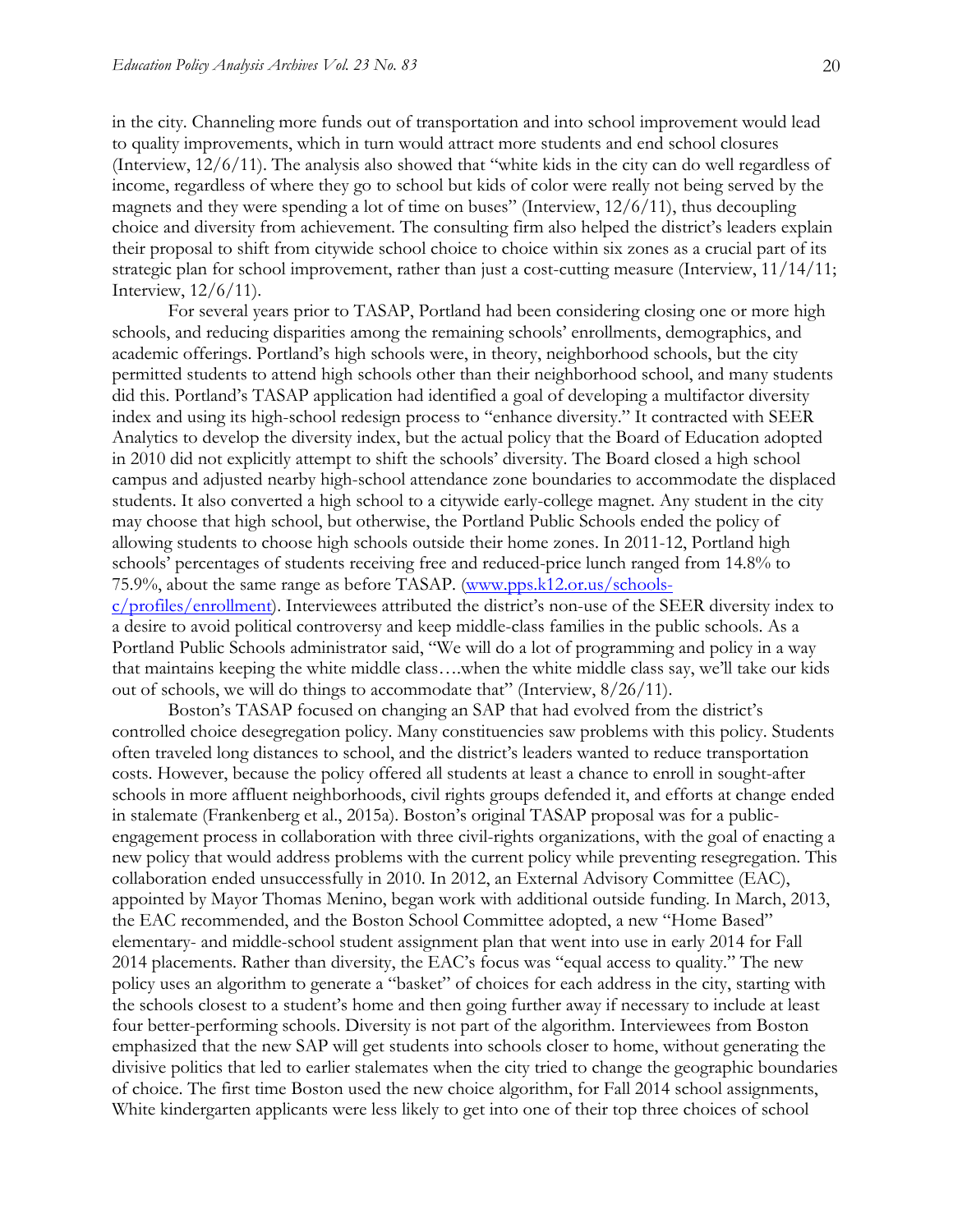in the city. Channeling more funds out of transportation and into school improvement would lead to quality improvements, which in turn would attract more students and end school closures (Interview, 12/6/11). The analysis also showed that "white kids in the city can do well regardless of income, regardless of where they go to school but kids of color were really not being served by the magnets and they were spending a lot of time on buses" (Interview, 12/6/11), thus decoupling choice and diversity from achievement. The consulting firm also helped the district's leaders explain their proposal to shift from citywide school choice to choice within six zones as a crucial part of its strategic plan for school improvement, rather than just a cost-cutting measure (Interview, 11/14/11; Interview, 12/6/11).

For several years prior to TASAP, Portland had been considering closing one or more high schools, and reducing disparities among the remaining schools' enrollments, demographics, and academic offerings. Portland's high schools were, in theory, neighborhood schools, but the city permitted students to attend high schools other than their neighborhood school, and many students did this. Portland's TASAP application had identified a goal of developing a multifactor diversity index and using its high-school redesign process to "enhance diversity." It contracted with SEER Analytics to develop the diversity index, but the actual policy that the Board of Education adopted in 2010 did not explicitly attempt to shift the schools' diversity. The Board closed a high school campus and adjusted nearby high-school attendance zone boundaries to accommodate the displaced students. It also converted a high school to a citywide early-college magnet. Any student in the city may choose that high school, but otherwise, the Portland Public Schools ended the policy of allowing students to choose high schools outside their home zones. In 2011-12, Portland high schools' percentages of students receiving free and reduced-price lunch ranged from 14.8% to 75.9%, about the same range as before TASAP. (www.pps.k12.or.us/schools-c/profiles/enrollment). Interviewees attributed the district's non-use of the SEER diversity index to a desire to avoid political controversy and keep middle-class families in the public schools. As a Portland Public Schools administrator said, "We will do a lot of programming and policy in a way that maintains keeping the white middle class….when the white middle class say, we'll take our kids out of schools, we will do things to accommodate that" (Interview, 8/26/11).

Boston's TASAP focused on changing an SAP that had evolved from the district's controlled choice desegregation policy. Many constituencies saw problems with this policy. Students often traveled long distances to school, and the district's leaders wanted to reduce transportation costs. However, because the policy offered all students at least a chance to enroll in sought-after schools in more affluent neighborhoods, civil rights groups defended it, and efforts at change ended in stalemate (Frankenberg et al., 2015a). Boston's original TASAP proposal was for a public-engagement process in collaboration with three civil-rights organizations, with the goal of enacting a new policy that would address problems with the current policy while preventing resegregation. This collaboration ended unsuccessfully in 2010. In 2012, an External Advisory Committee (EAC), appointed by Mayor Thomas Menino, began work with additional outside funding. In March, 2013, the EAC recommended, and the Boston School Committee adopted, a new "Home Based" elementary- and middle-school student assignment plan that went into use in early 2014 for Fall 2014 placements. Rather than diversity, the EAC's focus was "equal access to quality." The new policy uses an algorithm to generate a "basket" of choices for each address in the city, starting with the schools closest to a student's home and then going further away if necessary to include at least four better-performing schools. Diversity is not part of the algorithm. Interviewees from Boston emphasized that the new SAP will get students into schools closer to home, without generating the divisive politics that led to earlier stalemates when the city tried to change the geographic boundaries of choice. The first time Boston used the new choice algorithm, for Fall 2014 school assignments, White kindergarten applicants were less likely to get into one of their top three choices of school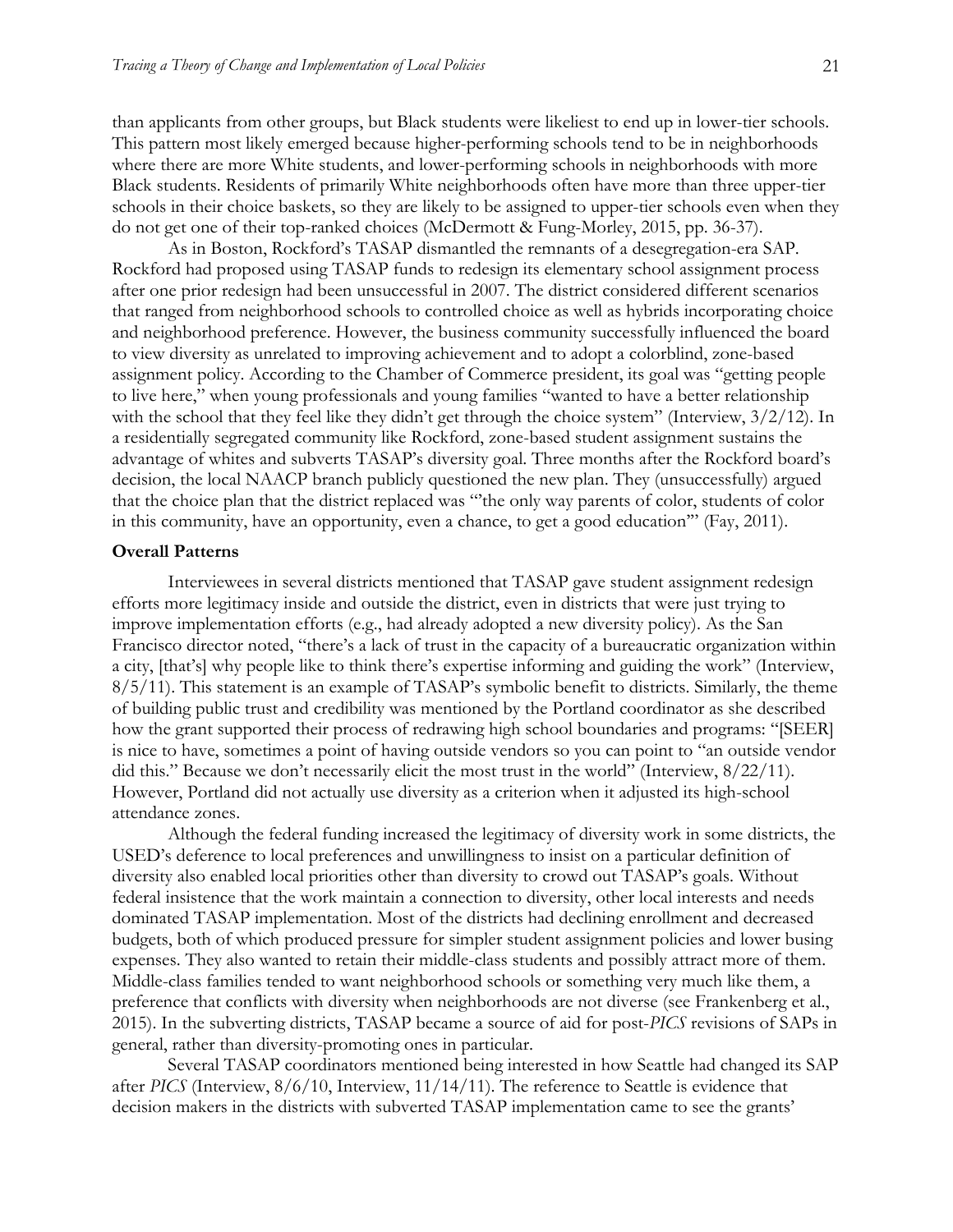than applicants from other groups, but Black students were likeliest to end up in lower-tier schools. This pattern most likely emerged because higher-performing schools tend to be in neighborhoods where there are more White students, and lower-performing schools in neighborhoods with more Black students. Residents of primarily White neighborhoods often have more than three upper-tier schools in their choice baskets, so they are likely to be assigned to upper-tier schools even when they do not get one of their top-ranked choices (McDermott & Fung-Morley, 2015, pp. 36-37).

As in Boston, Rockford's TASAP dismantled the remnants of a desegregation-era SAP. Rockford had proposed using TASAP funds to redesign its elementary school assignment process after one prior redesign had been unsuccessful in 2007. The district considered different scenarios that ranged from neighborhood schools to controlled choice as well as hybrids incorporating choice and neighborhood preference. However, the business community successfully influenced the board to view diversity as unrelated to improving achievement and to adopt a colorblind, zone-based assignment policy. According to the Chamber of Commerce president, its goal was "getting people to live here," when young professionals and young families "wanted to have a better relationship with the school that they feel like they didn't get through the choice system" (Interview, 3/2/12). In a residentially segregated community like Rockford, zone-based student assignment sustains the advantage of whites and subverts TASAP's diversity goal. Three months after the Rockford board's decision, the local NAACP branch publicly questioned the new plan. They (unsuccessfully) argued that the choice plan that the district replaced was "'the only way parents of color, students of color in this community, have an opportunity, even a chance, to get a good education'" (Fay, 2011).

### Overall Patterns

Interviewees in several districts mentioned that TASAP gave student assignment redesign efforts more legitimacy inside and outside the district, even in districts that were just trying to improve implementation efforts (e.g., had already adopted a new diversity policy). As the San Francisco director noted, "there's a lack of trust in the capacity of a bureaucratic organization within a city, [that's] why people like to think there's expertise informing and guiding the work" (Interview, 8/5/11). This statement is an example of TASAP's symbolic benefit to districts. Similarly, the theme of building public trust and credibility was mentioned by the Portland coordinator as she described how the grant supported their process of redrawing high school boundaries and programs: "[SEER] is nice to have, sometimes a point of having outside vendors so you can point to "an outside vendor did this." Because we don't necessarily elicit the most trust in the world" (Interview, 8/22/11). However, Portland did not actually use diversity as a criterion when it adjusted its high-school attendance zones.

Although the federal funding increased the legitimacy of diversity work in some districts, the USED's deference to local preferences and unwillingness to insist on a particular definition of diversity also enabled local priorities other than diversity to crowd out TASAP's goals. Without federal insistence that the work maintain a connection to diversity, other local interests and needs dominated TASAP implementation. Most of the districts had declining enrollment and decreased budgets, both of which produced pressure for simpler student assignment policies and lower busing expenses. They also wanted to retain their middle-class students and possibly attract more of them. Middle-class families tended to want neighborhood schools or something very much like them, a preference that conflicts with diversity when neighborhoods are not diverse (see Frankenberg et al., 2015). In the subverting districts, TASAP became a source of aid for post-*PICS* revisions of SAPs in general, rather than diversity-promoting ones in particular.

Several TASAP coordinators mentioned being interested in how Seattle had changed its SAP after *PICS* (Interview, 8/6/10, Interview, 11/14/11). The reference to Seattle is evidence that decision makers in the districts with subverted TASAP implementation came to see the grants'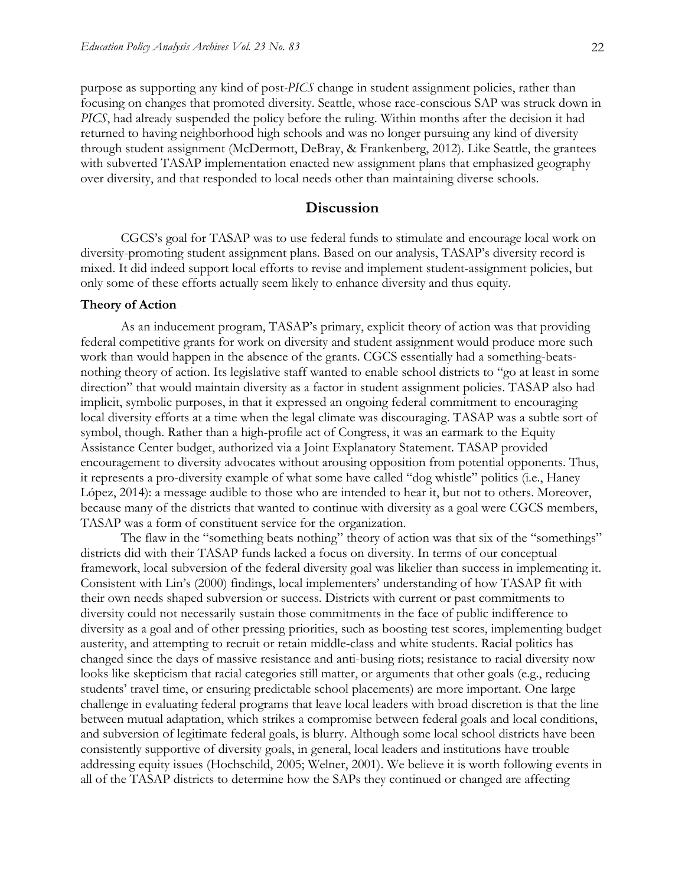purpose as supporting any kind of post-*PICS* change in student assignment policies, rather than focusing on changes that promoted diversity. Seattle, whose race-conscious SAP was struck down in *PICS*, had already suspended the policy before the ruling. Within months after the decision it had returned to having neighborhood high schools and was no longer pursuing any kind of diversity through student assignment (McDermott, DeBray, & Frankenberg, 2012). Like Seattle, the grantees with subverted TASAP implementation enacted new assignment plans that emphasized geography over diversity, and that responded to local needs other than maintaining diverse schools.

## Discussion

CGCS's goal for TASAP was to use federal funds to stimulate and encourage local work on diversity-promoting student assignment plans. Based on our analysis, TASAP's diversity record is mixed. It did indeed support local efforts to revise and implement student-assignment policies, but only some of these efforts actually seem likely to enhance diversity and thus equity.

### Theory of Action

As an inducement program, TASAP's primary, explicit theory of action was that providing federal competitive grants for work on diversity and student assignment would produce more such work than would happen in the absence of the grants. CGCS essentially had a something-beats-nothing theory of action. Its legislative staff wanted to enable school districts to "go at least in some direction" that would maintain diversity as a factor in student assignment policies. TASAP also had implicit, symbolic purposes, in that it expressed an ongoing federal commitment to encouraging local diversity efforts at a time when the legal climate was discouraging. TASAP was a subtle sort of symbol, though. Rather than a high-profile act of Congress, it was an earmark to the Equity Assistance Center budget, authorized via a Joint Explanatory Statement. TASAP provided encouragement to diversity advocates without arousing opposition from potential opponents. Thus, it represents a pro-diversity example of what some have called "dog whistle" politics (i.e., Haney López, 2014): a message audible to those who are intended to hear it, but not to others. Moreover, because many of the districts that wanted to continue with diversity as a goal were CGCS members, TASAP was a form of constituent service for the organization.

The flaw in the "something beats nothing" theory of action was that six of the "somethings" districts did with their TASAP funds lacked a focus on diversity. In terms of our conceptual framework, local subversion of the federal diversity goal was likelier than success in implementing it. Consistent with Lin's (2000) findings, local implementers' understanding of how TASAP fit with their own needs shaped subversion or success. Districts with current or past commitments to diversity could not necessarily sustain those commitments in the face of public indifference to diversity as a goal and of other pressing priorities, such as boosting test scores, implementing budget austerity, and attempting to recruit or retain middle-class and white students. Racial politics has changed since the days of massive resistance and anti-busing riots; resistance to racial diversity now looks like skepticism that racial categories still matter, or arguments that other goals (e.g., reducing students' travel time, or ensuring predictable school placements) are more important. One large challenge in evaluating federal programs that leave local leaders with broad discretion is that the line between mutual adaptation, which strikes a compromise between federal goals and local conditions, and subversion of legitimate federal goals, is blurry. Although some local school districts have been consistently supportive of diversity goals, in general, local leaders and institutions have trouble addressing equity issues (Hochschild, 2005; Welner, 2001). We believe it is worth following events in all of the TASAP districts to determine how the SAPs they continued or changed are affecting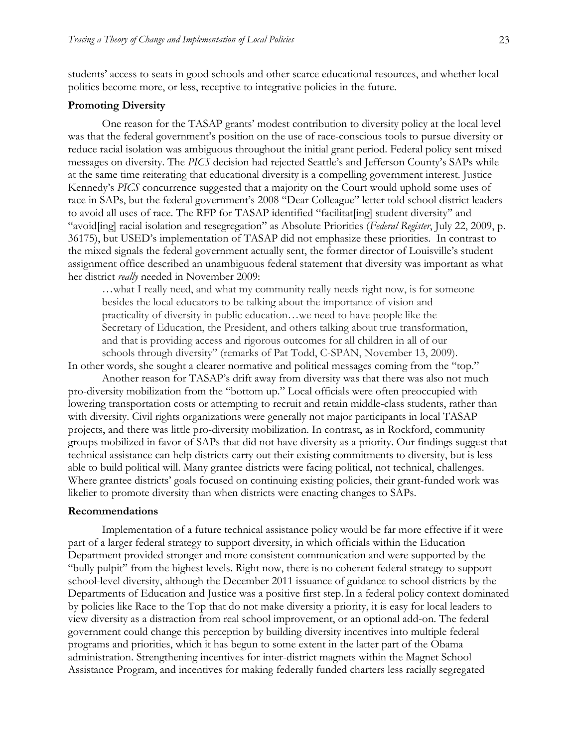students' access to seats in good schools and other scarce educational resources, and whether local politics become more, or less, receptive to integrative policies in the future.

### Promoting Diversity

One reason for the TASAP grants' modest contribution to diversity policy at the local level was that the federal government's position on the use of race-conscious tools to pursue diversity or reduce racial isolation was ambiguous throughout the initial grant period. Federal policy sent mixed messages on diversity. The *PICS* decision had rejected Seattle's and Jefferson County's SAPs while at the same time reiterating that educational diversity is a compelling government interest. Justice Kennedy's *PICS* concurrence suggested that a majority on the Court would uphold some uses of race in SAPs, but the federal government's 2008 "Dear Colleague" letter told school district leaders to avoid all uses of race. The RFP for TASAP identified "facilitat[ing] student diversity" and "avoid[ing] racial isolation and resegregation" as Absolute Priorities (*Federal Register*, July 22, 2009, p. 36175), but USED's implementation of TASAP did not emphasize these priorities. In contrast to the mixed signals the federal government actually sent, the former director of Louisville's student assignment office described an unambiguous federal statement that diversity was important as what her district *really* needed in November 2009:

> …what I really need, and what my community really needs right now, is for someone besides the local educators to be talking about the importance of vision and practicality of diversity in public education…we need to have people like the Secretary of Education, the President, and others talking about true transformation, and that is providing access and rigorous outcomes for all children in all of our schools through diversity" (remarks of Pat Todd, C-SPAN, November 13, 2009).

In other words, she sought a clearer normative and political messages coming from the "top."

Another reason for TASAP's drift away from diversity was that there was also not much pro-diversity mobilization from the "bottom up." Local officials were often preoccupied with lowering transportation costs or attempting to recruit and retain middle-class students, rather than with diversity. Civil rights organizations were generally not major participants in local TASAP projects, and there was little pro-diversity mobilization. In contrast, as in Rockford, community groups mobilized in favor of SAPs that did not have diversity as a priority. Our findings suggest that technical assistance can help districts carry out their existing commitments to diversity, but is less able to build political will. Many grantee districts were facing political, not technical, challenges. Where grantee districts' goals focused on continuing existing policies, their grant-funded work was likelier to promote diversity than when districts were enacting changes to SAPs.

### Recommendations

Implementation of a future technical assistance policy would be far more effective if it were part of a larger federal strategy to support diversity, in which officials within the Education Department provided stronger and more consistent communication and were supported by the "bully pulpit" from the highest levels. Right now, there is no coherent federal strategy to support school-level diversity, although the December 2011 issuance of guidance to school districts by the Departments of Education and Justice was a positive first step. In a federal policy context dominated by policies like Race to the Top that do not make diversity a priority, it is easy for local leaders to view diversity as a distraction from real school improvement, or an optional add-on. The federal government could change this perception by building diversity incentives into multiple federal programs and priorities, which it has begun to some extent in the latter part of the Obama administration. Strengthening incentives for inter-district magnets within the Magnet School Assistance Program, and incentives for making federally funded charters less racially segregated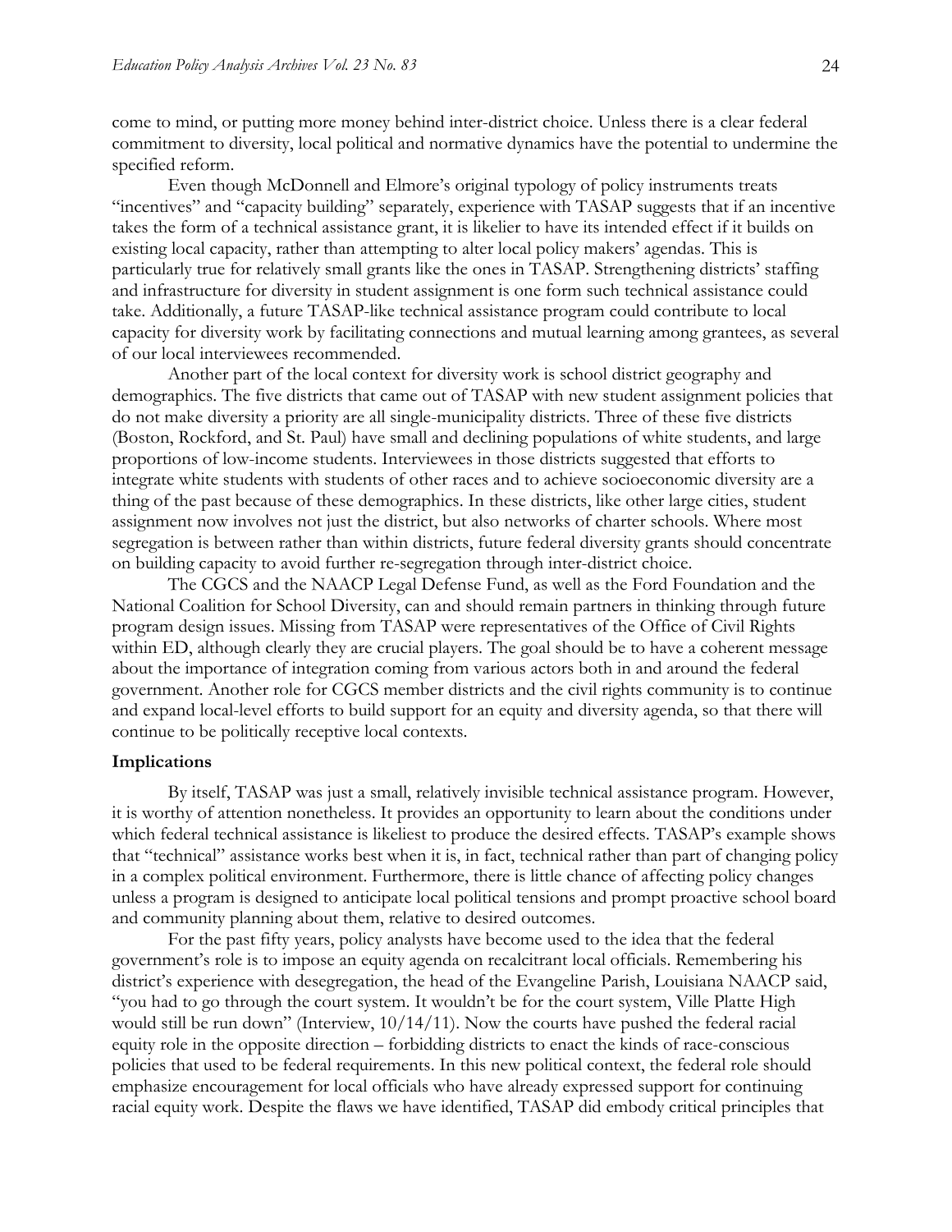come to mind, or putting more money behind inter-district choice. Unless there is a clear federal commitment to diversity, local political and normative dynamics have the potential to undermine the specified reform.

Even though McDonnell and Elmore's original typology of policy instruments treats "incentives" and "capacity building" separately, experience with TASAP suggests that if an incentive takes the form of a technical assistance grant, it is likelier to have its intended effect if it builds on existing local capacity, rather than attempting to alter local policy makers' agendas. This is particularly true for relatively small grants like the ones in TASAP. Strengthening districts' staffing and infrastructure for diversity in student assignment is one form such technical assistance could take. Additionally, a future TASAP-like technical assistance program could contribute to local capacity for diversity work by facilitating connections and mutual learning among grantees, as several of our local interviewees recommended.

Another part of the local context for diversity work is school district geography and demographics. The five districts that came out of TASAP with new student assignment policies that do not make diversity a priority are all single-municipality districts. Three of these five districts (Boston, Rockford, and St. Paul) have small and declining populations of white students, and large proportions of low-income students. Interviewees in those districts suggested that efforts to integrate white students with students of other races and to achieve socioeconomic diversity are a thing of the past because of these demographics. In these districts, like other large cities, student assignment now involves not just the district, but also networks of charter schools. Where most segregation is between rather than within districts, future federal diversity grants should concentrate on building capacity to avoid further re-segregation through inter-district choice.

The CGCS and the NAACP Legal Defense Fund, as well as the Ford Foundation and the National Coalition for School Diversity, can and should remain partners in thinking through future program design issues. Missing from TASAP were representatives of the Office of Civil Rights within ED, although clearly they are crucial players. The goal should be to have a coherent message about the importance of integration coming from various actors both in and around the federal government. Another role for CGCS member districts and the civil rights community is to continue and expand local-level efforts to build support for an equity and diversity agenda, so that there will continue to be politically receptive local contexts.

**Implications**

By itself, TASAP was just a small, relatively invisible technical assistance program. However, it is worthy of attention nonetheless. It provides an opportunity to learn about the conditions under which federal technical assistance is likeliest to produce the desired effects. TASAP's example shows that "technical" assistance works best when it is, in fact, technical rather than part of changing policy in a complex political environment. Furthermore, there is little chance of affecting policy changes unless a program is designed to anticipate local political tensions and prompt proactive school board and community planning about them, relative to desired outcomes.

For the past fifty years, policy analysts have become used to the idea that the federal government's role is to impose an equity agenda on recalcitrant local officials. Remembering his district's experience with desegregation, the head of the Evangeline Parish, Louisiana NAACP said, "you had to go through the court system. It wouldn't be for the court system, Ville Platte High would still be run down" (Interview, 10/14/11). Now the courts have pushed the federal racial equity role in the opposite direction – forbidding districts to enact the kinds of race-conscious policies that used to be federal requirements. In this new political context, the federal role should emphasize encouragement for local officials who have already expressed support for continuing racial equity work. Despite the flaws we have identified, TASAP did embody critical principles that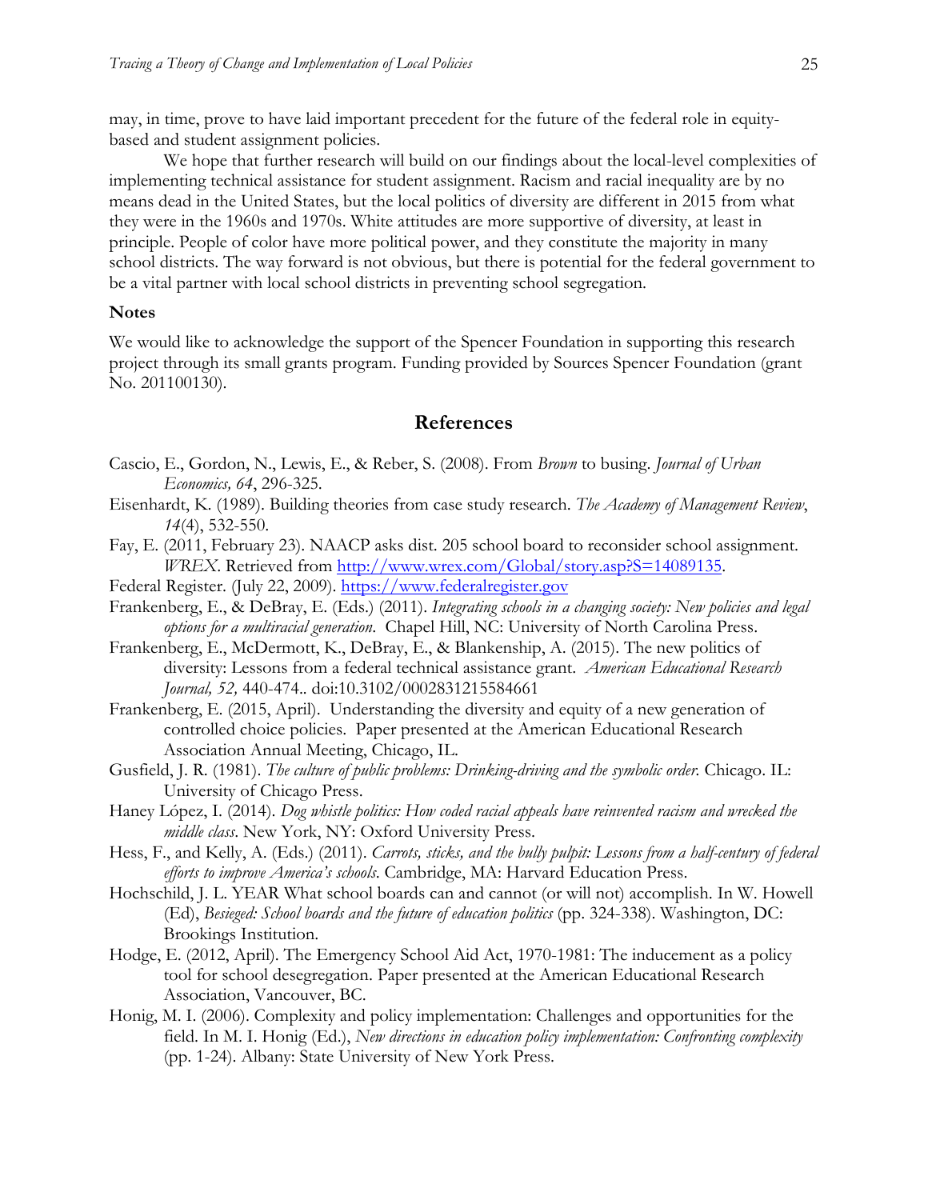may, in time, prove to have laid important precedent for the future of the federal role in equity-based and student assignment policies.

We hope that further research will build on our findings about the local-level complexities of implementing technical assistance for student assignment. Racism and racial inequality are by no means dead in the United States, but the local politics of diversity are different in 2015 from what they were in the 1960s and 1970s. White attitudes are more supportive of diversity, at least in principle. People of color have more political power, and they constitute the majority in many school districts. The way forward is not obvious, but there is potential for the federal government to be a vital partner with local school districts in preventing school segregation.

### Notes

We would like to acknowledge the support of the Spencer Foundation in supporting this research project through its small grants program. Funding provided by Sources Spencer Foundation (grant No. 201100130).

## References

Cascio, E., Gordon, N., Lewis, E., & Reber, S. (2008). From *Brown* to busing. *Journal of Urban Economics, 64*, 296-325.

Eisenhardt, K. (1989). Building theories from case study research. *The Academy of Management Review*, *14*(4), 532-550.

Fay, E. (2011, February 23). NAACP asks dist. 205 school board to reconsider school assignment. *WREX*. Retrieved from http://www.wrex.com/Global/story.asp?S=14089135.

Federal Register. (July 22, 2009). https://www.federalregister.gov

Frankenberg, E., & DeBray, E. (Eds.) (2011). *Integrating schools in a changing society: New policies and legal options for a multiracial generation*. Chapel Hill, NC: University of North Carolina Press.

Frankenberg, E., McDermott, K., DeBray, E., & Blankenship, A. (2015). The new politics of diversity: Lessons from a federal technical assistance grant. *American Educational Research Journal, 52,* 440-474.. doi:10.3102/0002831215584661

Frankenberg, E. (2015, April). Understanding the diversity and equity of a new generation of controlled choice policies. Paper presented at the American Educational Research Association Annual Meeting, Chicago, IL.

Gusfield, J. R. (1981). *The culture of public problems: Drinking-driving and the symbolic order.* Chicago. IL: University of Chicago Press.

Haney López, I. (2014). *Dog whistle politics: How coded racial appeals have reinvented racism and wrecked the middle class*. New York, NY: Oxford University Press.

Hess, F., and Kelly, A. (Eds.) (2011). *Carrots, sticks, and the bully pulpit: Lessons from a half-century of federal efforts to improve America's schools*. Cambridge, MA: Harvard Education Press.

Hochschild, J. L. YEAR What school boards can and cannot (or will not) accomplish. In W. Howell (Ed), *Besieged: School boards and the future of education politics* (pp. 324-338). Washington, DC: Brookings Institution.

Hodge, E. (2012, April). The Emergency School Aid Act, 1970-1981: The inducement as a policy tool for school desegregation. Paper presented at the American Educational Research Association, Vancouver, BC.

Honig, M. I. (2006). Complexity and policy implementation: Challenges and opportunities for the field. In M. I. Honig (Ed.), *New directions in education policy implementation: Confronting complexity* (pp. 1-24). Albany: State University of New York Press.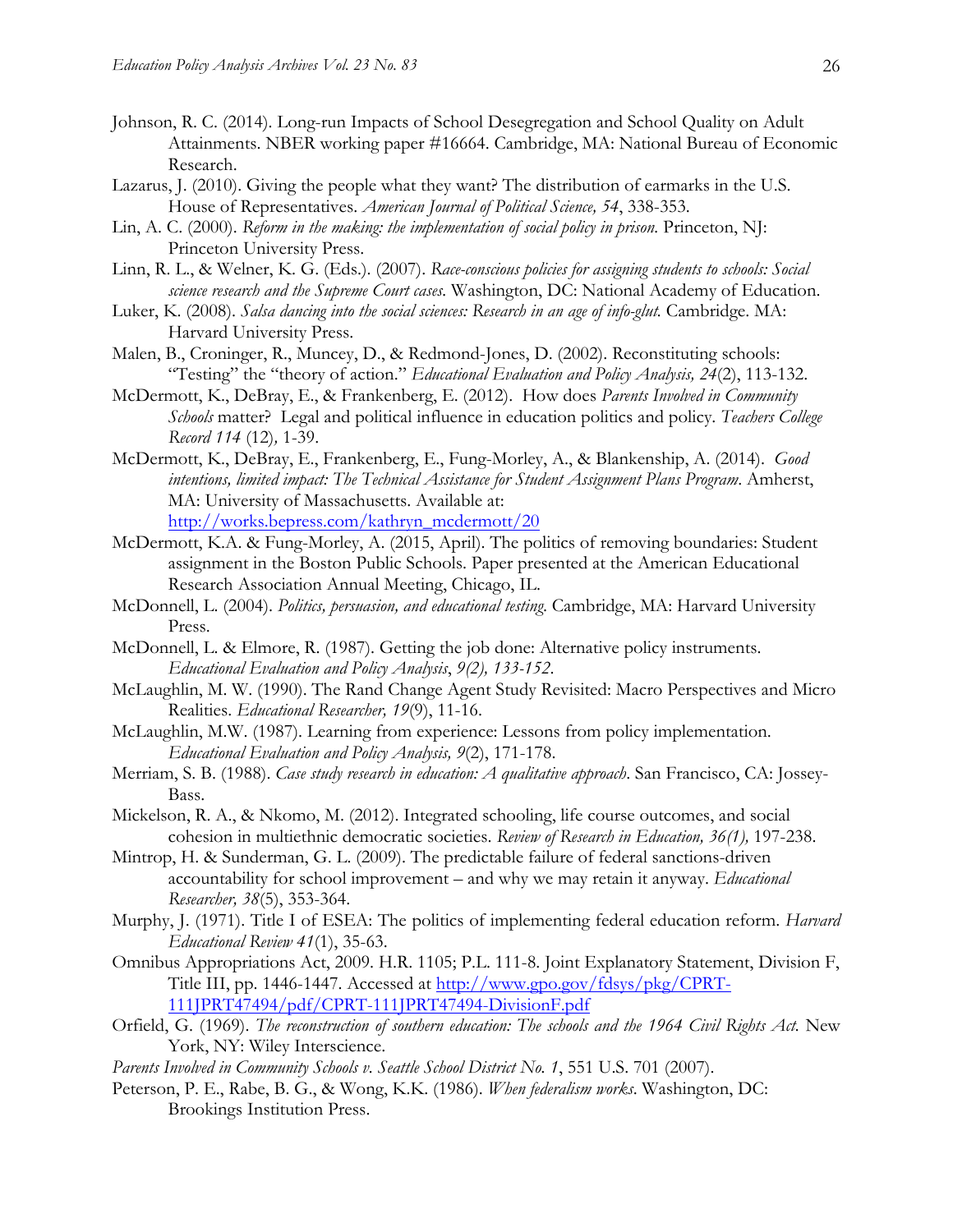Johnson, R. C. (2014). Long-run Impacts of School Desegregation and School Quality on Adult Attainments. NBER working paper #16664. Cambridge, MA: National Bureau of Economic Research.

Lazarus, J. (2010). Giving the people what they want? The distribution of earmarks in the U.S. House of Representatives. *American Journal of Political Science, 54*, 338-353.

Lin, A. C. (2000). *Reform in the making: the implementation of social policy in prison.* Princeton, NJ: Princeton University Press.

Linn, R. L., & Welner, K. G. (Eds.). (2007). *Race-conscious policies for assigning students to schools: Social science research and the Supreme Court cases*. Washington, DC: National Academy of Education.

Luker, K. (2008). *Salsa dancing into the social sciences: Research in an age of info-glut.* Cambridge. MA: Harvard University Press.

Malen, B., Croninger, R., Muncey, D., & Redmond-Jones, D. (2002). Reconstituting schools: "Testing" the "theory of action." *Educational Evaluation and Policy Analysis, 24*(2), 113-132.

McDermott, K., DeBray, E., & Frankenberg, E. (2012). How does *Parents Involved in Community Schools* matter? Legal and political influence in education politics and policy. *Teachers College Record 114* (12)*,* 1-39.

McDermott, K., DeBray, E., Frankenberg, E., Fung-Morley, A., & Blankenship, A. (2014). *Good intentions, limited impact: The Technical Assistance for Student Assignment Plans Program*. Amherst, MA: University of Massachusetts. Available at: http://works.bepress.com/kathryn_mcdermott/20

McDermott, K.A. & Fung-Morley, A. (2015, April). The politics of removing boundaries: Student assignment in the Boston Public Schools. Paper presented at the American Educational Research Association Annual Meeting, Chicago, IL.

McDonnell, L. (2004). *Politics, persuasion, and educational testing.* Cambridge, MA: Harvard University Press.

McDonnell, L. & Elmore, R. (1987). Getting the job done: Alternative policy instruments. *Educational Evaluation and Policy Analysis*, *9(2), 133-152*.

McLaughlin, M. W. (1990). The Rand Change Agent Study Revisited: Macro Perspectives and Micro Realities. *Educational Researcher, 19*(9), 11-16.

McLaughlin, M.W. (1987). Learning from experience: Lessons from policy implementation. *Educational Evaluation and Policy Analysis, 9*(2), 171-178.

Merriam, S. B. (1988). *Case study research in education: A qualitative approach*. San Francisco, CA: Jossey-Bass.

Mickelson, R. A., & Nkomo, M. (2012). Integrated schooling, life course outcomes, and social cohesion in multiethnic democratic societies. *Review of Research in Education, 36(1),* 197-238.

Mintrop, H. & Sunderman, G. L. (2009). The predictable failure of federal sanctions-driven accountability for school improvement – and why we may retain it anyway. *Educational Researcher, 38*(5), 353-364.

Murphy, J. (1971). Title I of ESEA: The politics of implementing federal education reform. *Harvard Educational Review 41*(1), 35-63.

Omnibus Appropriations Act, 2009. H.R. 1105; P.L. 111-8. Joint Explanatory Statement, Division F, Title III, pp. 1446-1447. Accessed at http://www.gpo.gov/fdsys/pkg/CPRT-111JPRT47494/pdf/CPRT-111JPRT47494-DivisionF.pdf

Orfield, G. (1969). *The reconstruction of southern education: The schools and the 1964 Civil Rights Act.* New York, NY: Wiley Interscience.

*Parents Involved in Community Schools v. Seattle School District No. 1*, 551 U.S. 701 (2007).

Peterson, P. E., Rabe, B. G., & Wong, K.K. (1986). *When federalism works*. Washington, DC: Brookings Institution Press.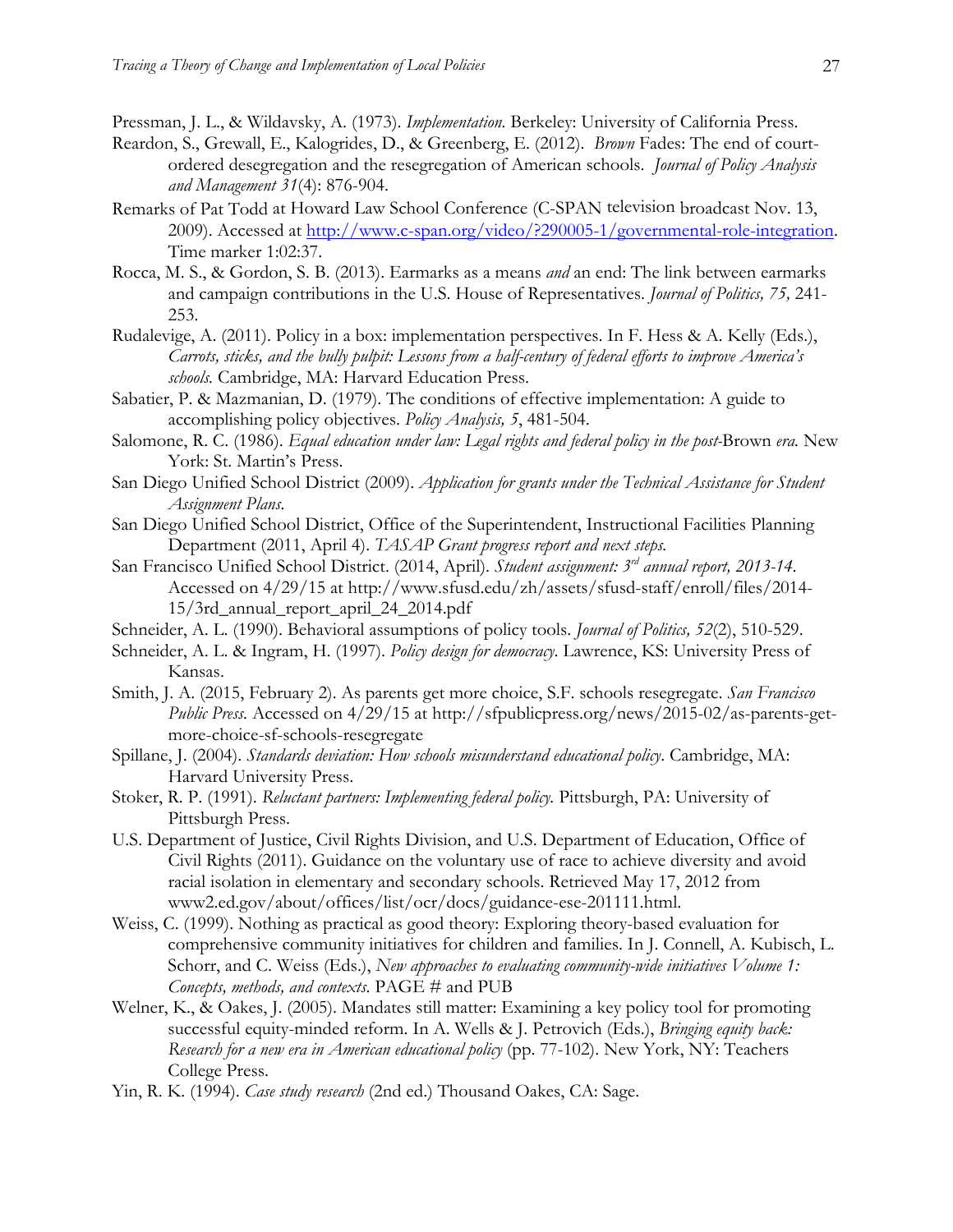Pressman, J. L., & Wildavsky, A. (1973). *Implementation.* Berkeley: University of California Press.

Reardon, S., Grewall, E., Kalogrides, D., & Greenberg, E. (2012). *Brown* Fades: The end of court-ordered desegregation and the resegregation of American schools. *Journal of Policy Analysis and Management 31*(4): 876-904.

Remarks of Pat Todd at Howard Law School Conference (C-SPAN television broadcast Nov. 13, 2009). Accessed at http://www.c-span.org/video/?290005-1/governmental-role-integration. Time marker 1:02:37.

Rocca, M. S., & Gordon, S. B. (2013). Earmarks as a means *and* an end: The link between earmarks and campaign contributions in the U.S. House of Representatives. *Journal of Politics, 75,* 241-253.

Rudalevige, A. (2011). Policy in a box: implementation perspectives. In F. Hess & A. Kelly (Eds.), *Carrots, sticks, and the bully pulpit: Lessons from a half-century of federal efforts to improve America's schools.* Cambridge, MA: Harvard Education Press.

Sabatier, P. & Mazmanian, D. (1979). The conditions of effective implementation: A guide to accomplishing policy objectives. *Policy Analysis, 5*, 481-504.

Salomone, R. C. (1986). *Equal education under law: Legal rights and federal policy in the post-*Brown *era.* New York: St. Martin's Press.

San Diego Unified School District (2009). *Application for grants under the Technical Assistance for Student Assignment Plans.*

San Diego Unified School District, Office of the Superintendent, Instructional Facilities Planning Department (2011, April 4). *TASAP Grant progress report and next steps.*

San Francisco Unified School District. (2014, April). *Student assignment: 3rd annual report, 2013-14*. Accessed on 4/29/15 at http://www.sfusd.edu/zh/assets/sfusd-staff/enroll/files/2014-15/3rd_annual_report_april_24_2014.pdf

Schneider, A. L. (1990). Behavioral assumptions of policy tools. *Journal of Politics, 52*(2), 510-529.

Schneider, A. L. & Ingram, H. (1997). *Policy design for democracy.* Lawrence, KS: University Press of Kansas.

Smith, J. A. (2015, February 2). As parents get more choice, S.F. schools resegregate. *San Francisco Public Press.* Accessed on 4/29/15 at http://sfpublicpress.org/news/2015-02/as-parents-get-more-choice-sf-schools-resegregate

Spillane, J. (2004). *Standards deviation: How schools misunderstand educational policy*. Cambridge, MA: Harvard University Press.

Stoker, R. P. (1991). *Reluctant partners: Implementing federal policy.* Pittsburgh, PA: University of Pittsburgh Press.

U.S. Department of Justice, Civil Rights Division, and U.S. Department of Education, Office of Civil Rights (2011). Guidance on the voluntary use of race to achieve diversity and avoid racial isolation in elementary and secondary schools. Retrieved May 17, 2012 from www2.ed.gov/about/offices/list/ocr/docs/guidance-ese-201111.html.

Weiss, C. (1999). Nothing as practical as good theory: Exploring theory-based evaluation for comprehensive community initiatives for children and families. In J. Connell, A. Kubisch, L. Schorr, and C. Weiss (Eds.), *New approaches to evaluating community-wide initiatives Volume 1: Concepts, methods, and contexts.* PAGE # and PUB

Welner, K., & Oakes, J. (2005). Mandates still matter: Examining a key policy tool for promoting successful equity-minded reform. In A. Wells & J. Petrovich (Eds.), *Bringing equity back: Research for a new era in American educational policy* (pp. 77-102). New York, NY: Teachers College Press.

Yin, R. K. (1994). *Case study research* (2nd ed.) Thousand Oakes, CA: Sage.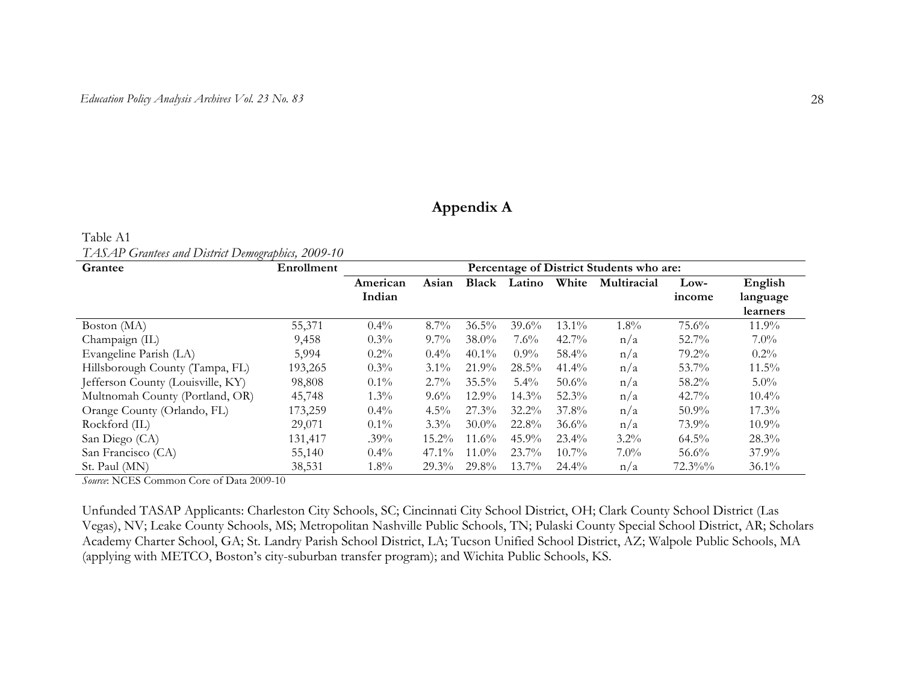# Appendix A

Table A1
*TASAP Grantees and District Demographics, 2009-10*

| Grantee | Enrollment | Percentage of District Students who are: | | | | | | | |
|---|---|---|---|---|---|---|---|---|---|
| | | American Indian | Asian | Black | Latino | White | Multiracial | Low-income | English language learners |
| Boston (MA) | 55,371 | 0.4% | 8.7% | 36.5% | 39.6% | 13.1% | 1.8% | 75.6% | 11.9% |
| Champaign (IL) | 9,458 | 0.3% | 9.7% | 38.0% | 7.6% | 42.7% | n/a | 52.7% | 7.0% |
| Evangeline Parish (LA) | 5,994 | 0.2% | 0.4% | 40.1% | 0.9% | 58.4% | n/a | 79.2% | 0.2% |
| Hillsborough County (Tampa, FL) | 193,265 | 0.3% | 3.1% | 21.9% | 28.5% | 41.4% | n/a | 53.7% | 11.5% |
| Jefferson County (Louisville, KY) | 98,808 | 0.1% | 2.7% | 35.5% | 5.4% | 50.6% | n/a | 58.2% | 5.0% |
| Multnomah County (Portland, OR) | 45,748 | 1.3% | 9.6% | 12.9% | 14.3% | 52.3% | n/a | 42.7% | 10.4% |
| Orange County (Orlando, FL) | 173,259 | 0.4% | 4.5% | 27.3% | 32.2% | 37.8% | n/a | 50.9% | 17.3% |
| Rockford (IL) | 29,071 | 0.1% | 3.3% | 30.0% | 22.8% | 36.6% | n/a | 73.9% | 10.9% |
| San Diego (CA) | 131,417 | .39% | 15.2% | 11.6% | 45.9% | 23.4% | 3.2% | 64.5% | 28.3% |
| San Francisco (CA) | 55,140 | 0.4% | 47.1% | 11.0% | 23.7% | 10.7% | 7.0% | 56.6% | 37.9% |
| St. Paul (MN) | 38,531 | 1.8% | 29.3% | 29.8% | 13.7% | 24.4% | n/a | 72.3%% | 36.1% |

*Source*: NCES Common Core of Data 2009-10

Unfunded TASAP Applicants: Charleston City Schools, SC; Cincinnati City School District, OH; Clark County School District (Las Vegas), NV; Leake County Schools, MS; Metropolitan Nashville Public Schools, TN; Pulaski County Special School District, AR; Scholars Academy Charter School, GA; St. Landry Parish School District, LA; Tucson Unified School District, AZ; Walpole Public Schools, MA (applying with METCO, Boston's city-suburban transfer program); and Wichita Public Schools, KS.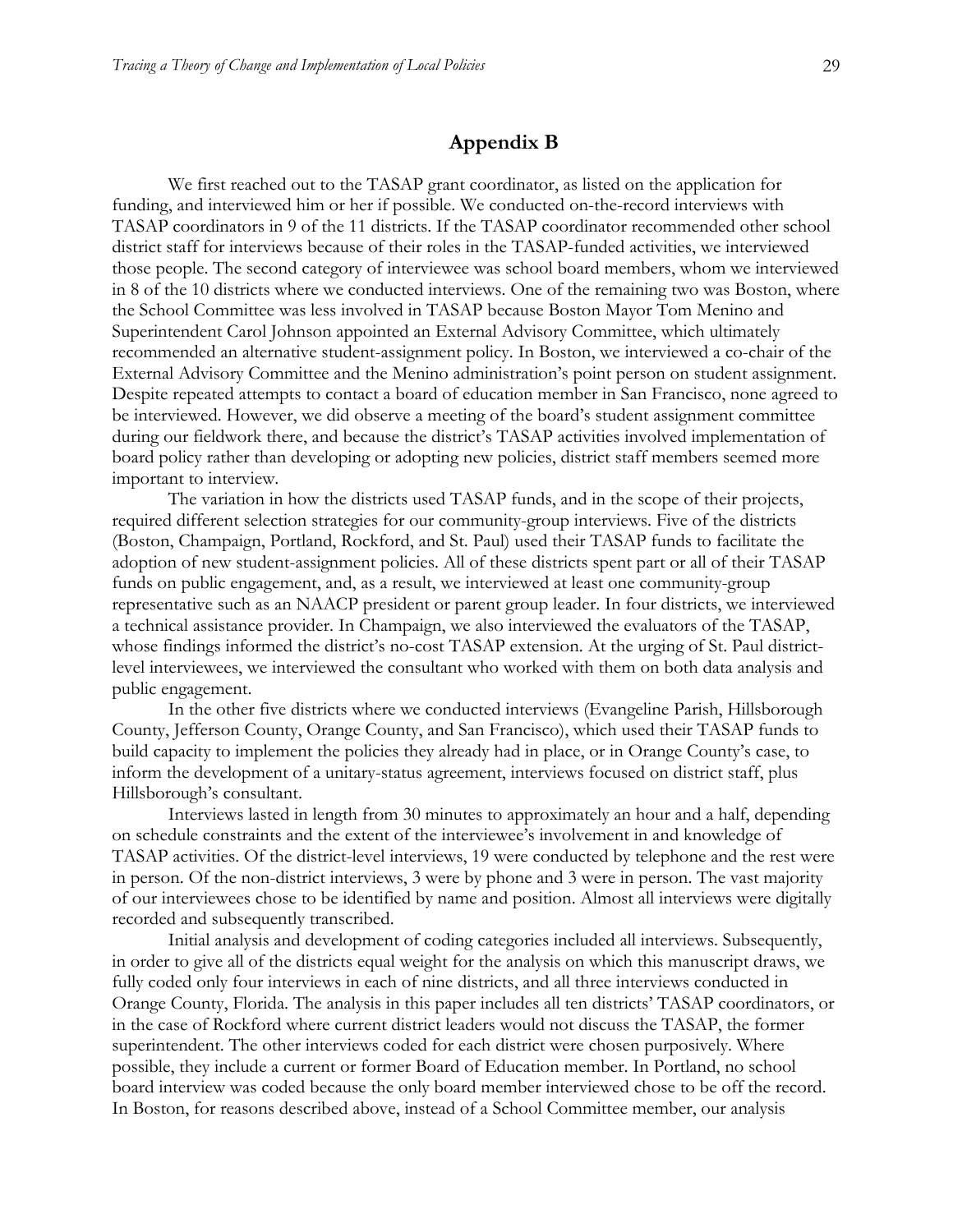## Appendix B

We first reached out to the TASAP grant coordinator, as listed on the application for funding, and interviewed him or her if possible. We conducted on-the-record interviews with TASAP coordinators in 9 of the 11 districts. If the TASAP coordinator recommended other school district staff for interviews because of their roles in the TASAP-funded activities, we interviewed those people. The second category of interviewee was school board members, whom we interviewed in 8 of the 10 districts where we conducted interviews. One of the remaining two was Boston, where the School Committee was less involved in TASAP because Boston Mayor Tom Menino and Superintendent Carol Johnson appointed an External Advisory Committee, which ultimately recommended an alternative student-assignment policy. In Boston, we interviewed a co-chair of the External Advisory Committee and the Menino administration's point person on student assignment. Despite repeated attempts to contact a board of education member in San Francisco, none agreed to be interviewed. However, we did observe a meeting of the board's student assignment committee during our fieldwork there, and because the district's TASAP activities involved implementation of board policy rather than developing or adopting new policies, district staff members seemed more important to interview.

The variation in how the districts used TASAP funds, and in the scope of their projects, required different selection strategies for our community-group interviews. Five of the districts (Boston, Champaign, Portland, Rockford, and St. Paul) used their TASAP funds to facilitate the adoption of new student-assignment policies. All of these districts spent part or all of their TASAP funds on public engagement, and, as a result, we interviewed at least one community-group representative such as an NAACP president or parent group leader. In four districts, we interviewed a technical assistance provider. In Champaign, we also interviewed the evaluators of the TASAP, whose findings informed the district's no-cost TASAP extension. At the urging of St. Paul district-level interviewees, we interviewed the consultant who worked with them on both data analysis and public engagement.

In the other five districts where we conducted interviews (Evangeline Parish, Hillsborough County, Jefferson County, Orange County, and San Francisco), which used their TASAP funds to build capacity to implement the policies they already had in place, or in Orange County's case, to inform the development of a unitary-status agreement, interviews focused on district staff, plus Hillsborough's consultant.

Interviews lasted in length from 30 minutes to approximately an hour and a half, depending on schedule constraints and the extent of the interviewee's involvement in and knowledge of TASAP activities. Of the district-level interviews, 19 were conducted by telephone and the rest were in person. Of the non-district interviews, 3 were by phone and 3 were in person. The vast majority of our interviewees chose to be identified by name and position. Almost all interviews were digitally recorded and subsequently transcribed.

Initial analysis and development of coding categories included all interviews. Subsequently, in order to give all of the districts equal weight for the analysis on which this manuscript draws, we fully coded only four interviews in each of nine districts, and all three interviews conducted in Orange County, Florida. The analysis in this paper includes all ten districts' TASAP coordinators, or in the case of Rockford where current district leaders would not discuss the TASAP, the former superintendent. The other interviews coded for each district were chosen purposively. Where possible, they include a current or former Board of Education member. In Portland, no school board interview was coded because the only board member interviewed chose to be off the record. In Boston, for reasons described above, instead of a School Committee member, our analysis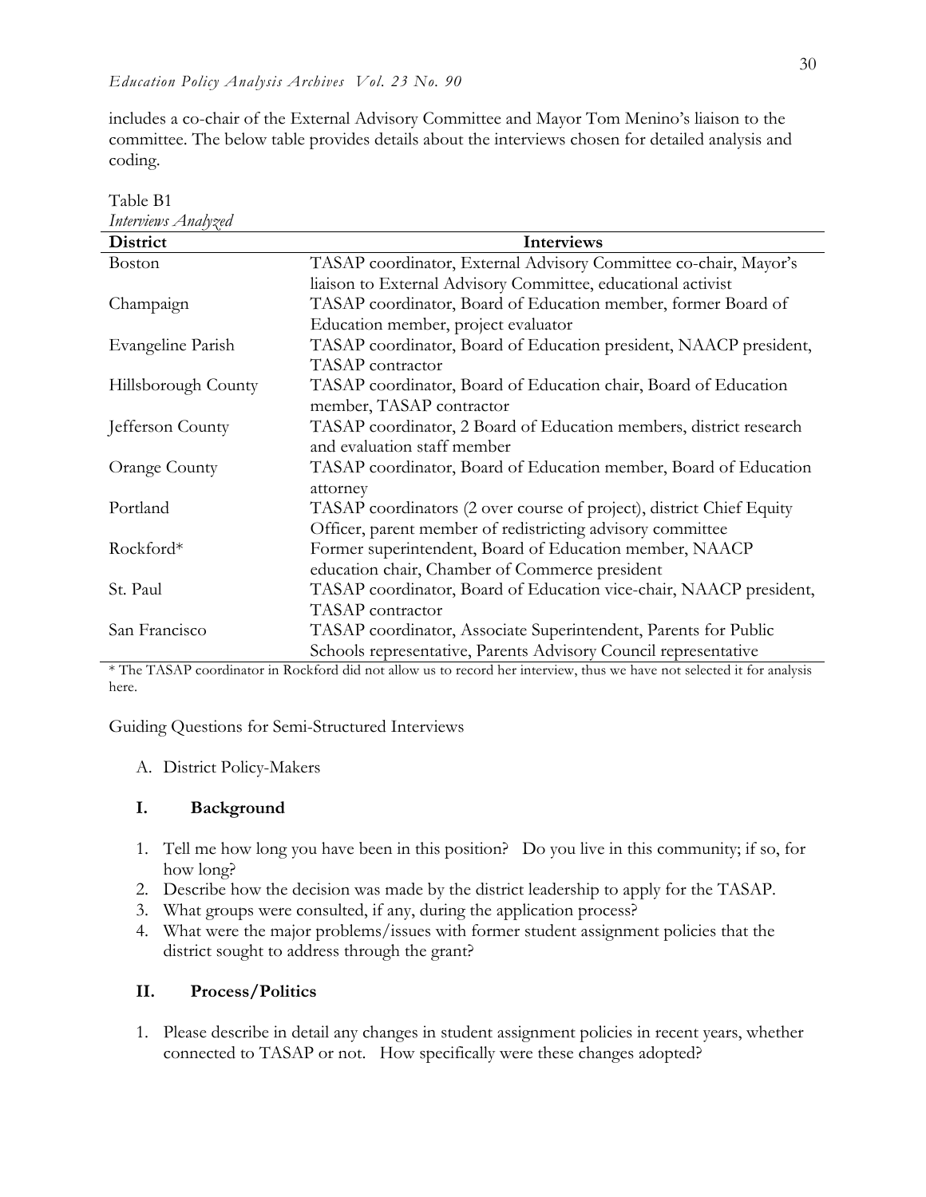includes a co-chair of the External Advisory Committee and Mayor Tom Menino's liaison to the committee. The below table provides details about the interviews chosen for detailed analysis and coding.

Table B1
*Interviews Analyzed*

| District | Interviews |
|---|---|
| Boston | TASAP coordinator, External Advisory Committee co-chair, Mayor's liaison to External Advisory Committee, educational activist |
| Champaign | TASAP coordinator, Board of Education member, former Board of Education member, project evaluator |
| Evangeline Parish | TASAP coordinator, Board of Education president, NAACP president, TASAP contractor |
| Hillsborough County | TASAP coordinator, Board of Education chair, Board of Education member, TASAP contractor |
| Jefferson County | TASAP coordinator, 2 Board of Education members, district research and evaluation staff member |
| Orange County | TASAP coordinator, Board of Education member, Board of Education attorney |
| Portland | TASAP coordinators (2 over course of project), district Chief Equity Officer, parent member of redistricting advisory committee |
| Rockford* | Former superintendent, Board of Education member, NAACP education chair, Chamber of Commerce president |
| St. Paul | TASAP coordinator, Board of Education vice-chair, NAACP president, TASAP contractor |
| San Francisco | TASAP coordinator, Associate Superintendent, Parents for Public Schools representative, Parents Advisory Council representative |

* The TASAP coordinator in Rockford did not allow us to record her interview, thus we have not selected it for analysis here.

Guiding Questions for Semi-Structured Interviews

A. District Policy-Makers

### I. Background

1. Tell me how long you have been in this position? Do you live in this community; if so, for how long?
2. Describe how the decision was made by the district leadership to apply for the TASAP.
3. What groups were consulted, if any, during the application process?
4. What were the major problems/issues with former student assignment policies that the district sought to address through the grant?

### II. Process/Politics

1. Please describe in detail any changes in student assignment policies in recent years, whether connected to TASAP or not. How specifically were these changes adopted?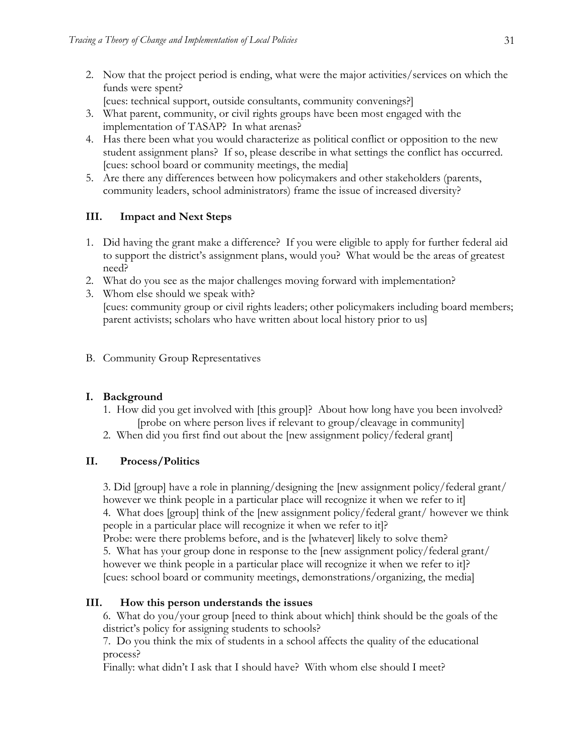2. Now that the project period is ending, what were the major activities/services on which the funds were spent?
   [cues: technical support, outside consultants, community convenings?]
3. What parent, community, or civil rights groups have been most engaged with the implementation of TASAP? In what arenas?
4. Has there been what you would characterize as political conflict or opposition to the new student assignment plans? If so, please describe in what settings the conflict has occurred. [cues: school board or community meetings, the media]
5. Are there any differences between how policymakers and other stakeholders (parents, community leaders, school administrators) frame the issue of increased diversity?

### III. Impact and Next Steps

1. Did having the grant make a difference? If you were eligible to apply for further federal aid to support the district's assignment plans, would you? What would be the areas of greatest need?
2. What do you see as the major challenges moving forward with implementation?
3. Whom else should we speak with?
   [cues: community group or civil rights leaders; other policymakers including board members; parent activists; scholars who have written about local history prior to us]

B. Community Group Representatives

### I. Background

1. How did you get involved with [this group]? About how long have you been involved?
   [probe on where person lives if relevant to group/cleavage in community]
2. When did you first find out about the [new assignment policy/federal grant]

### II. Process/Politics

3. Did [group] have a role in planning/designing the [new assignment policy/federal grant/ however we think people in a particular place will recognize it when we refer to it]
4. What does [group] think of the [new assignment policy/federal grant/ however we think people in a particular place will recognize it when we refer to it]?
Probe: were there problems before, and is the [whatever] likely to solve them?
5. What has your group done in response to the [new assignment policy/federal grant/ however we think people in a particular place will recognize it when we refer to it]?
[cues: school board or community meetings, demonstrations/organizing, the media]

### III. How this person understands the issues

6. What do you/your group [need to think about which] think should be the goals of the district's policy for assigning students to schools?
7. Do you think the mix of students in a school affects the quality of the educational process?
Finally: what didn't I ask that I should have? With whom else should I meet?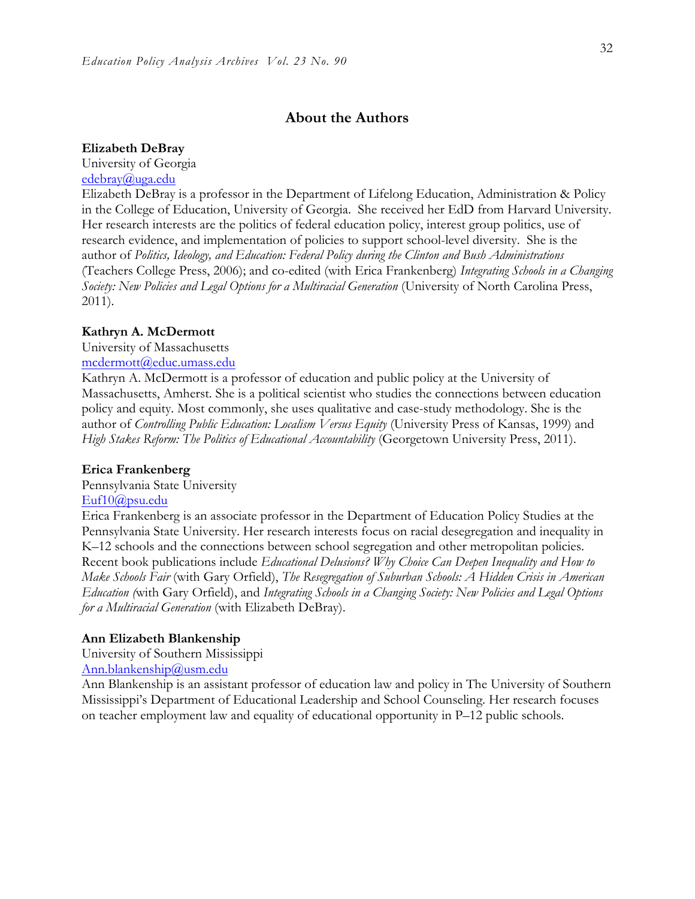## About the Authors

**Elizabeth DeBray**
University of Georgia
edebray@uga.edu
Elizabeth DeBray is a professor in the Department of Lifelong Education, Administration & Policy in the College of Education, University of Georgia. She received her EdD from Harvard University. Her research interests are the politics of federal education policy, interest group politics, use of research evidence, and implementation of policies to support school-level diversity. She is the author of *Politics, Ideology, and Education: Federal Policy during the Clinton and Bush Administrations* (Teachers College Press, 2006); and co-edited (with Erica Frankenberg) *Integrating Schools in a Changing Society: New Policies and Legal Options for a Multiracial Generation* (University of North Carolina Press, 2011).

**Kathryn A. McDermott**
University of Massachusetts
mcdermott@educ.umass.edu
Kathryn A. McDermott is a professor of education and public policy at the University of Massachusetts, Amherst. She is a political scientist who studies the connections between education policy and equity. Most commonly, she uses qualitative and case-study methodology. She is the author of *Controlling Public Education: Localism Versus Equity* (University Press of Kansas, 1999) and *High Stakes Reform: The Politics of Educational Accountability* (Georgetown University Press, 2011).

**Erica Frankenberg**
Pennsylvania State University
Euf10@psu.edu
Erica Frankenberg is an associate professor in the Department of Education Policy Studies at the Pennsylvania State University. Her research interests focus on racial desegregation and inequality in K–12 schools and the connections between school segregation and other metropolitan policies. Recent book publications include *Educational Delusions? Why Choice Can Deepen Inequality and How to Make Schools Fair* (with Gary Orfield), *The Resegregation of Suburban Schools: A Hidden Crisis in American Education* (with Gary Orfield), and *Integrating Schools in a Changing Society: New Policies and Legal Options for a Multiracial Generation* (with Elizabeth DeBray).

**Ann Elizabeth Blankenship**
University of Southern Mississippi
Ann.blankenship@usm.edu
Ann Blankenship is an assistant professor of education law and policy in The University of Southern Mississippi's Department of Educational Leadership and School Counseling. Her research focuses on teacher employment law and equality of educational opportunity in P–12 public schools.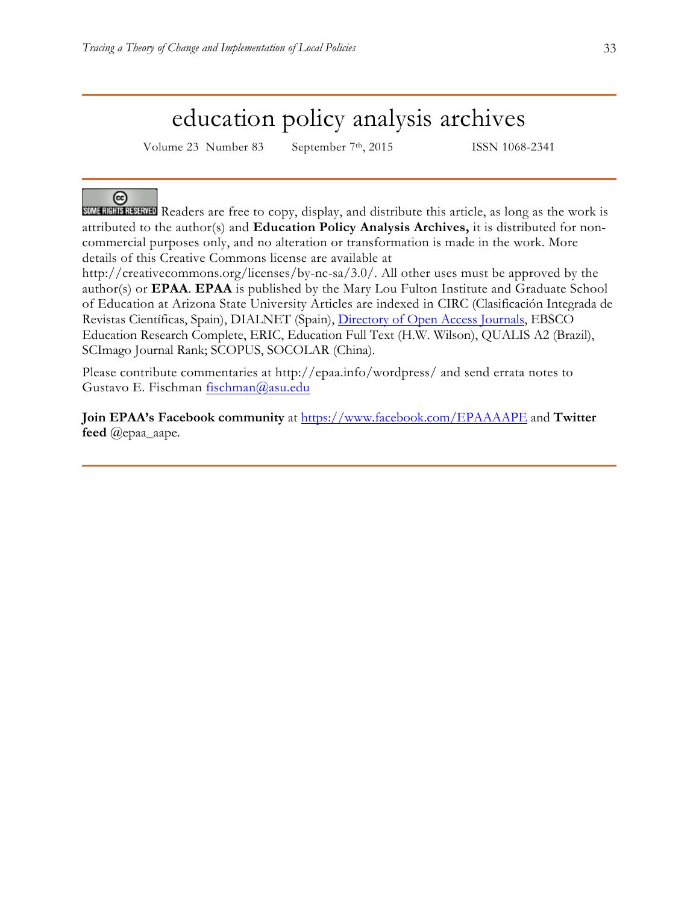# education policy analysis archives

Volume 23 Number 83 September 7th, 2015 ISSN 1068-2341

SOME RIGHTS RESERVED Readers are free to copy, display, and distribute this article, as long as the work is attributed to the author(s) and **Education Policy Analysis Archives,** it is distributed for non-commercial purposes only, and no alteration or transformation is made in the work. More details of this Creative Commons license are available at http://creativecommons.org/licenses/by-nc-sa/3.0/. All other uses must be approved by the author(s) or **EPAA**. **EPAA** is published by the Mary Lou Fulton Institute and Graduate School of Education at Arizona State University Articles are indexed in CIRC (Clasificación Integrada de Revistas Científicas, Spain), DIALNET (Spain), [Directory of Open Access Journals](), EBSCO Education Research Complete, ERIC, Education Full Text (H.W. Wilson), QUALIS A2 (Brazil), SCImago Journal Rank; SCOPUS, SOCOLAR (China).

Please contribute commentaries at http://epaa.info/wordpress/ and send errata notes to Gustavo E. Fischman [fischman@asu.edu](mailto:fischman@asu.edu)

**Join EPAA's Facebook community** at [https://www.facebook.com/EPAAAAPE](https://www.facebook.com/EPAAAAPE) and **Twitter feed** @epaa_aape.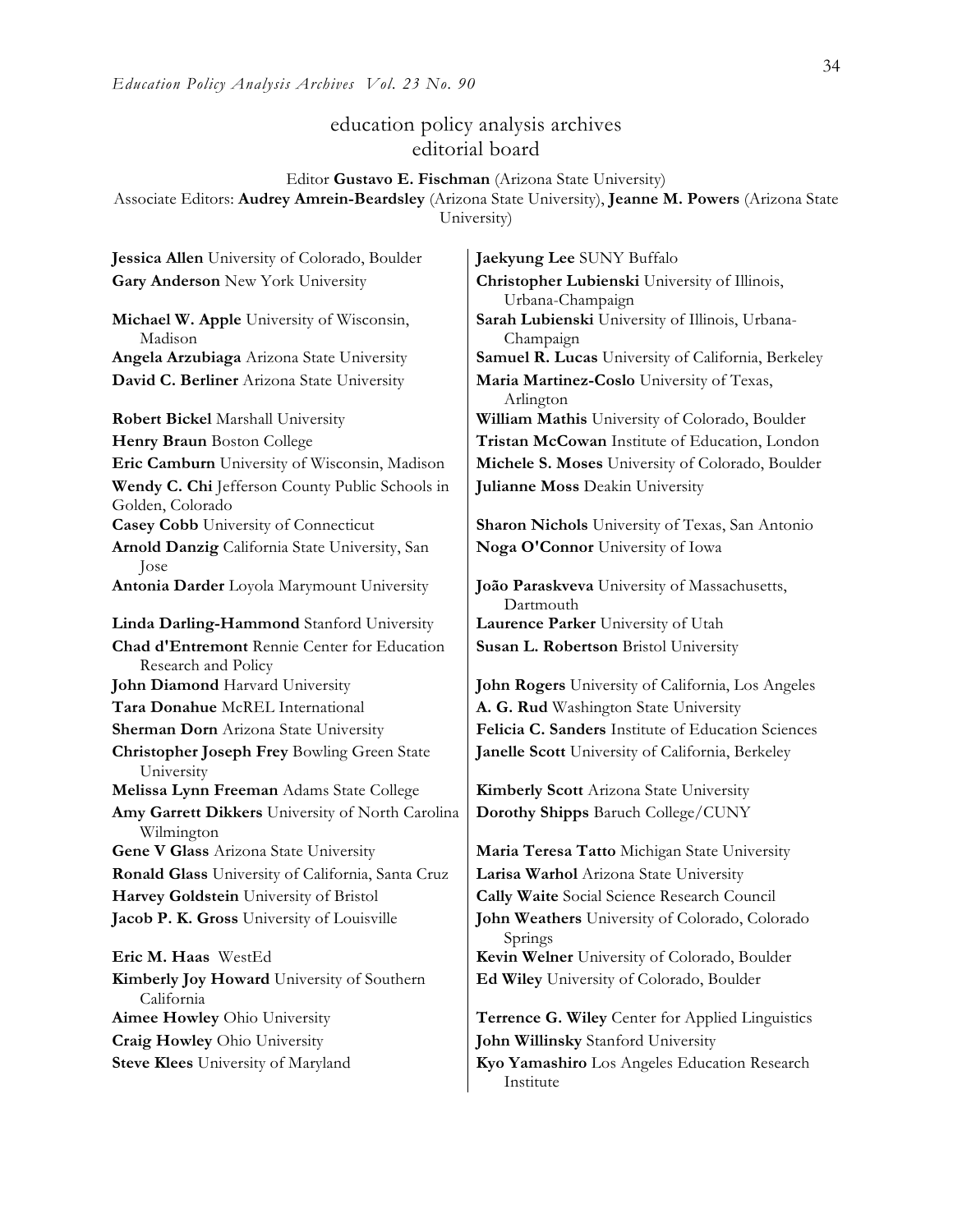## education policy analysis archives
## editorial board

Editor **Gustavo E. Fischman** (Arizona State University)
Associate Editors: **Audrey Amrein-Beardsley** (Arizona State University), **Jeanne M. Powers** (Arizona State University)

**Jessica Allen** University of Colorado, Boulder
**Gary Anderson** New York University
**Michael W. Apple** University of Wisconsin, Madison
**Angela Arzubiaga** Arizona State University
**David C. Berliner** Arizona State University
**Robert Bickel** Marshall University
**Henry Braun** Boston College
**Eric Camburn** University of Wisconsin, Madison
**Wendy C. Chi** Jefferson County Public Schools in Golden, Colorado
**Casey Cobb** University of Connecticut
**Arnold Danzig** California State University, San Jose
**Antonia Darder** Loyola Marymount University
**Linda Darling-Hammond** Stanford University
**Chad d'Entremont** Rennie Center for Education Research and Policy
**John Diamond** Harvard University
**Tara Donahue** McREL International
**Sherman Dorn** Arizona State University
**Christopher Joseph Frey** Bowling Green State University
**Melissa Lynn Freeman** Adams State College
**Amy Garrett Dikkers** University of North Carolina Wilmington
**Gene V Glass** Arizona State University
**Ronald Glass** University of California, Santa Cruz
**Harvey Goldstein** University of Bristol
**Jacob P. K. Gross** University of Louisville
**Eric M. Haas** WestEd
**Kimberly Joy Howard** University of Southern California
**Aimee Howley** Ohio University
**Craig Howley** Ohio University
**Steve Klees** University of Maryland
**Jaekyung Lee** SUNY Buffalo
**Christopher Lubienski** University of Illinois, Urbana-Champaign
**Sarah Lubienski** University of Illinois, Urbana-Champaign
**Samuel R. Lucas** University of California, Berkeley
**Maria Martinez-Coslo** University of Texas, Arlington
**William Mathis** University of Colorado, Boulder
**Tristan McCowan** Institute of Education, London
**Michele S. Moses** University of Colorado, Boulder
**Julianne Moss** Deakin University
**Sharon Nichols** University of Texas, San Antonio
**Noga O'Connor** University of Iowa
**João Paraskveva** University of Massachusetts, Dartmouth
**Laurence Parker** University of Utah
**Susan L. Robertson** Bristol University
**John Rogers** University of California, Los Angeles
**A. G. Rud** Washington State University
**Felicia C. Sanders** Institute of Education Sciences
**Janelle Scott** University of California, Berkeley
**Kimberly Scott** Arizona State University
**Dorothy Shipps** Baruch College/CUNY
**Maria Teresa Tatto** Michigan State University
**Larisa Warhol** Arizona State University
**Cally Waite** Social Science Research Council
**John Weathers** University of Colorado, Colorado Springs
**Kevin Welner** University of Colorado, Boulder
**Ed Wiley** University of Colorado, Boulder
**Terrence G. Wiley** Center for Applied Linguistics
**John Willinsky** Stanford University
**Kyo Yamashiro** Los Angeles Education Research Institute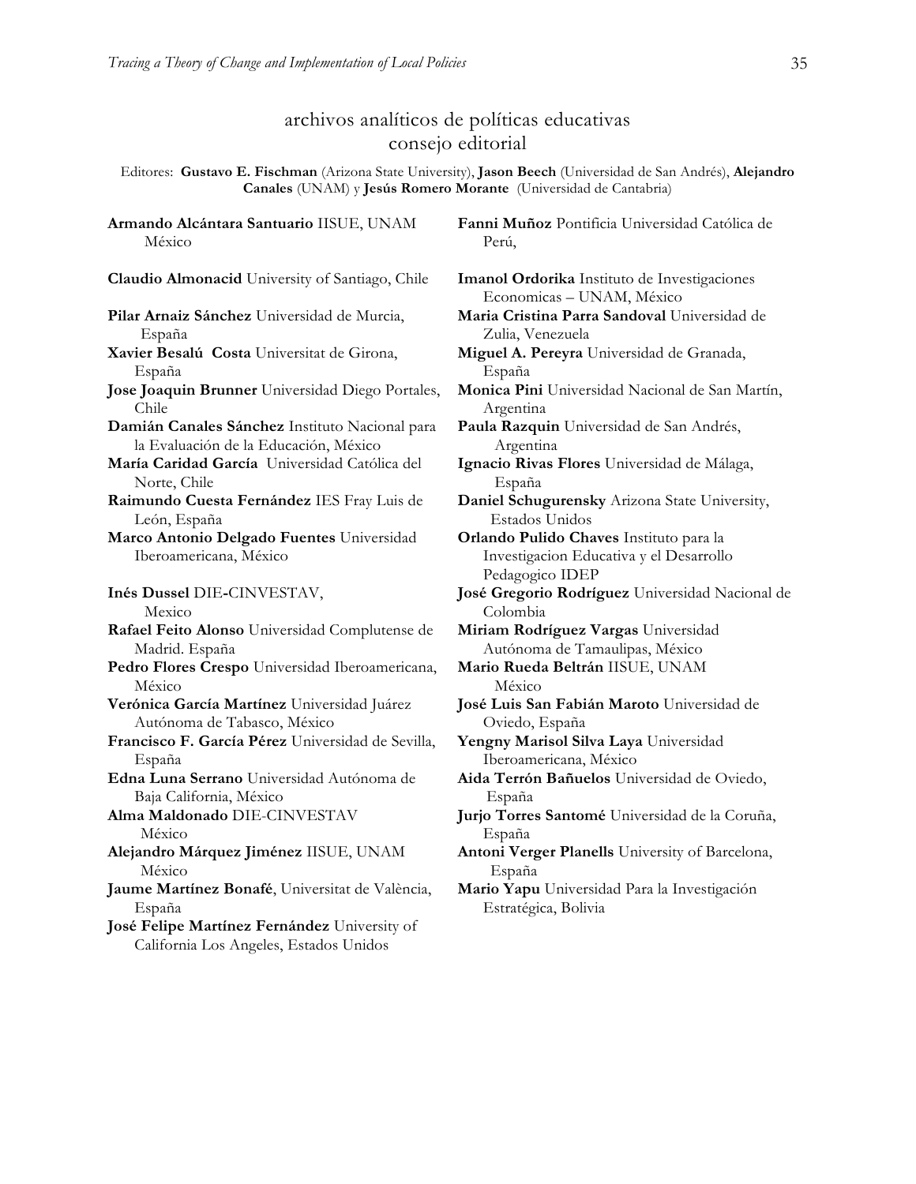## archivos analíticos de políticas educativas
## consejo editorial

Editores: **Gustavo E. Fischman** (Arizona State University), **Jason Beech** (Universidad de San Andrés), **Alejandro Canales** (UNAM) y **Jesús Romero Morante** (Universidad de Cantabria)

**Armando Alcántara Santuario** IISUE, UNAM México

**Claudio Almonacid** University of Santiago, Chile

**Pilar Arnaiz Sánchez** Universidad de Murcia, España

**Xavier Besalú Costa** Universitat de Girona, España

**Jose Joaquin Brunner** Universidad Diego Portales, Chile

**Damián Canales Sánchez** Instituto Nacional para la Evaluación de la Educación, México

**María Caridad García** Universidad Católica del Norte, Chile

**Raimundo Cuesta Fernández** IES Fray Luis de León, España

**Marco Antonio Delgado Fuentes** Universidad Iberoamericana, México

**Inés Dussel** DIE-CINVESTAV, Mexico

**Rafael Feito Alonso** Universidad Complutense de Madrid. España

**Pedro Flores Crespo** Universidad Iberoamericana, México

**Verónica García Martínez** Universidad Juárez Autónoma de Tabasco, México

**Francisco F. García Pérez** Universidad de Sevilla, España

**Edna Luna Serrano** Universidad Autónoma de Baja California, México

**Alma Maldonado** DIE-CINVESTAV México

**Alejandro Márquez Jiménez** IISUE, UNAM México

**Jaume Martínez Bonafé**, Universitat de València, España

**José Felipe Martínez Fernández** University of California Los Angeles, Estados Unidos

**Fanni Muñoz** Pontificia Universidad Católica de Perú,

**Imanol Ordorika** Instituto de Investigaciones Economicas – UNAM, México

**Maria Cristina Parra Sandoval** Universidad de Zulia, Venezuela

**Miguel A. Pereyra** Universidad de Granada, España

**Monica Pini** Universidad Nacional de San Martín, Argentina

**Paula Razquin** Universidad de San Andrés, Argentina

**Ignacio Rivas Flores** Universidad de Málaga, España

**Daniel Schugurensky** Arizona State University, Estados Unidos

**Orlando Pulido Chaves** Instituto para la Investigacion Educativa y el Desarrollo Pedagogico IDEP

**José Gregorio Rodríguez** Universidad Nacional de Colombia

**Miriam Rodríguez Vargas** Universidad Autónoma de Tamaulipas, México

**Mario Rueda Beltrán** IISUE, UNAM México

**José Luis San Fabián Maroto** Universidad de Oviedo, España

**Yengny Marisol Silva Laya** Universidad Iberoamericana, México

**Aida Terrón Bañuelos** Universidad de Oviedo, España

**Jurjo Torres Santomé** Universidad de la Coruña, España

**Antoni Verger Planells** University of Barcelona, España

**Mario Yapu** Universidad Para la Investigación Estratégica, Bolivia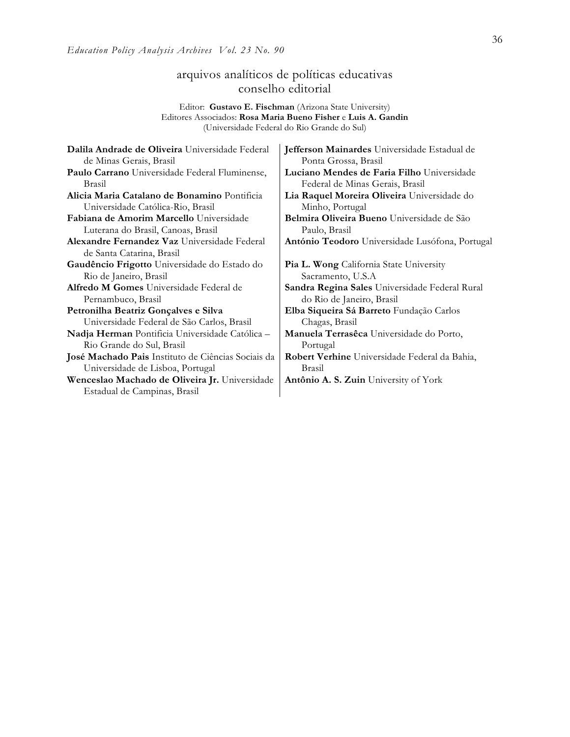# arquivos analíticos de políticas educativas conselho editorial

Editor: **Gustavo E. Fischman** (Arizona State University)
Editores Associados: **Rosa Maria Bueno Fisher** e **Luis A. Gandin**
(Universidade Federal do Rio Grande do Sul)

**Dalila Andrade de Oliveira** Universidade Federal de Minas Gerais, Brasil

**Paulo Carrano** Universidade Federal Fluminense, Brasil

**Alicia Maria Catalano de Bonamino** Pontificia Universidade Católica-Rio, Brasil

**Fabiana de Amorim Marcello** Universidade Luterana do Brasil, Canoas, Brasil

**Alexandre Fernandez Vaz** Universidade Federal de Santa Catarina, Brasil

**Gaudêncio Frigotto** Universidade do Estado do Rio de Janeiro, Brasil

**Alfredo M Gomes** Universidade Federal de Pernambuco, Brasil

**Petronilha Beatriz Gonçalves e Silva** Universidade Federal de São Carlos, Brasil

**Nadja Herman** Pontificia Universidade Católica – Rio Grande do Sul, Brasil

**José Machado Pais** Instituto de Ciências Sociais da Universidade de Lisboa, Portugal

**Wenceslao Machado de Oliveira Jr.** Universidade Estadual de Campinas, Brasil

**Jefferson Mainardes** Universidade Estadual de Ponta Grossa, Brasil

**Luciano Mendes de Faria Filho** Universidade Federal de Minas Gerais, Brasil

**Lia Raquel Moreira Oliveira** Universidade do Minho, Portugal

**Belmira Oliveira Bueno** Universidade de São Paulo, Brasil

**António Teodoro** Universidade Lusófona, Portugal

**Pia L. Wong** California State University Sacramento, U.S.A

**Sandra Regina Sales** Universidade Federal Rural do Rio de Janeiro, Brasil

**Elba Siqueira Sá Barreto** Fundação Carlos Chagas, Brasil

**Manuela Terrasêca** Universidade do Porto, Portugal

**Robert Verhine** Universidade Federal da Bahia, Brasil

**Antônio A. S. Zuin** University of York